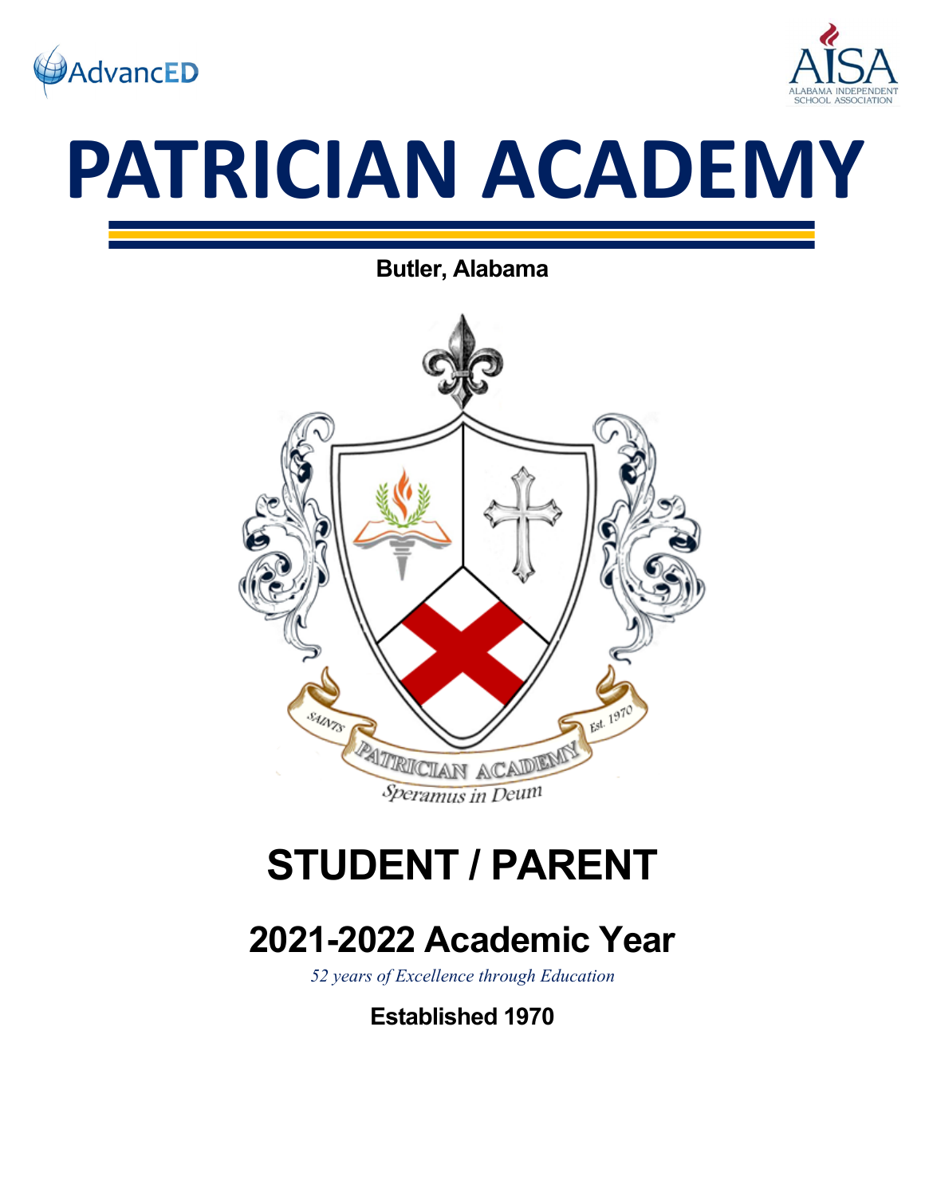AdvancED

AISA
ALABAMA INDEPENDENT SCHOOL ASSOCIATION

# PATRICIAN ACADEMY

**Butler, Alabama**

SAINTS

PATRICIAN ACADEMY

Est. 1970

*Speramus in Deum*

## STUDENT / PARENT

## 2021-2022 Academic Year

*52 years of Excellence through Education*

**Established 1970**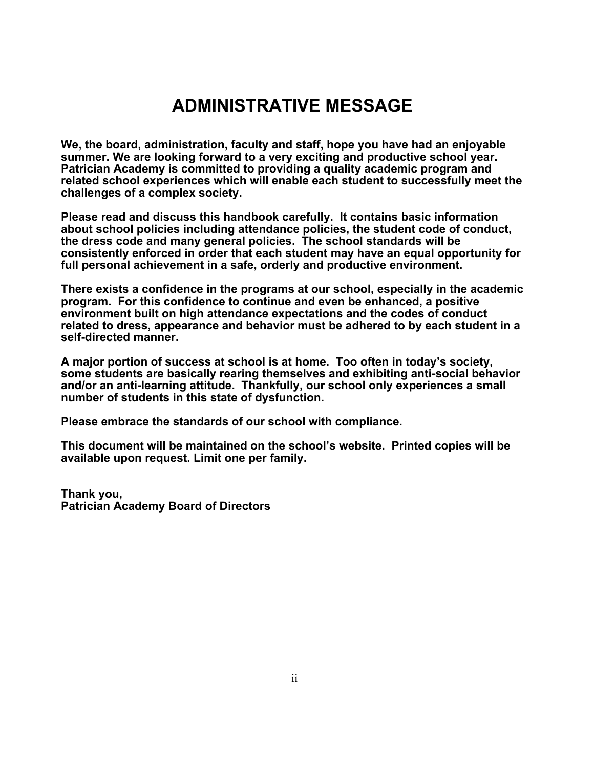# ADMINISTRATIVE MESSAGE

**We, the board, administration, faculty and staff, hope you have had an enjoyable summer. We are looking forward to a very exciting and productive school year. Patrician Academy is committed to providing a quality academic program and related school experiences which will enable each student to successfully meet the challenges of a complex society.**

**Please read and discuss this handbook carefully. It contains basic information about school policies including attendance policies, the student code of conduct, the dress code and many general policies. The school standards will be consistently enforced in order that each student may have an equal opportunity for full personal achievement in a safe, orderly and productive environment.**

**There exists a confidence in the programs at our school, especially in the academic program. For this confidence to continue and even be enhanced, a positive environment built on high attendance expectations and the codes of conduct related to dress, appearance and behavior must be adhered to by each student in a self-directed manner.**

**A major portion of success at school is at home. Too often in today's society, some students are basically rearing themselves and exhibiting anti-social behavior and/or an anti-learning attitude. Thankfully, our school only experiences a small number of students in this state of dysfunction.**

**Please embrace the standards of our school with compliance.**

**This document will be maintained on the school's website. Printed copies will be available upon request. Limit one per family.**

**Thank you,**
**Patrician Academy Board of Directors**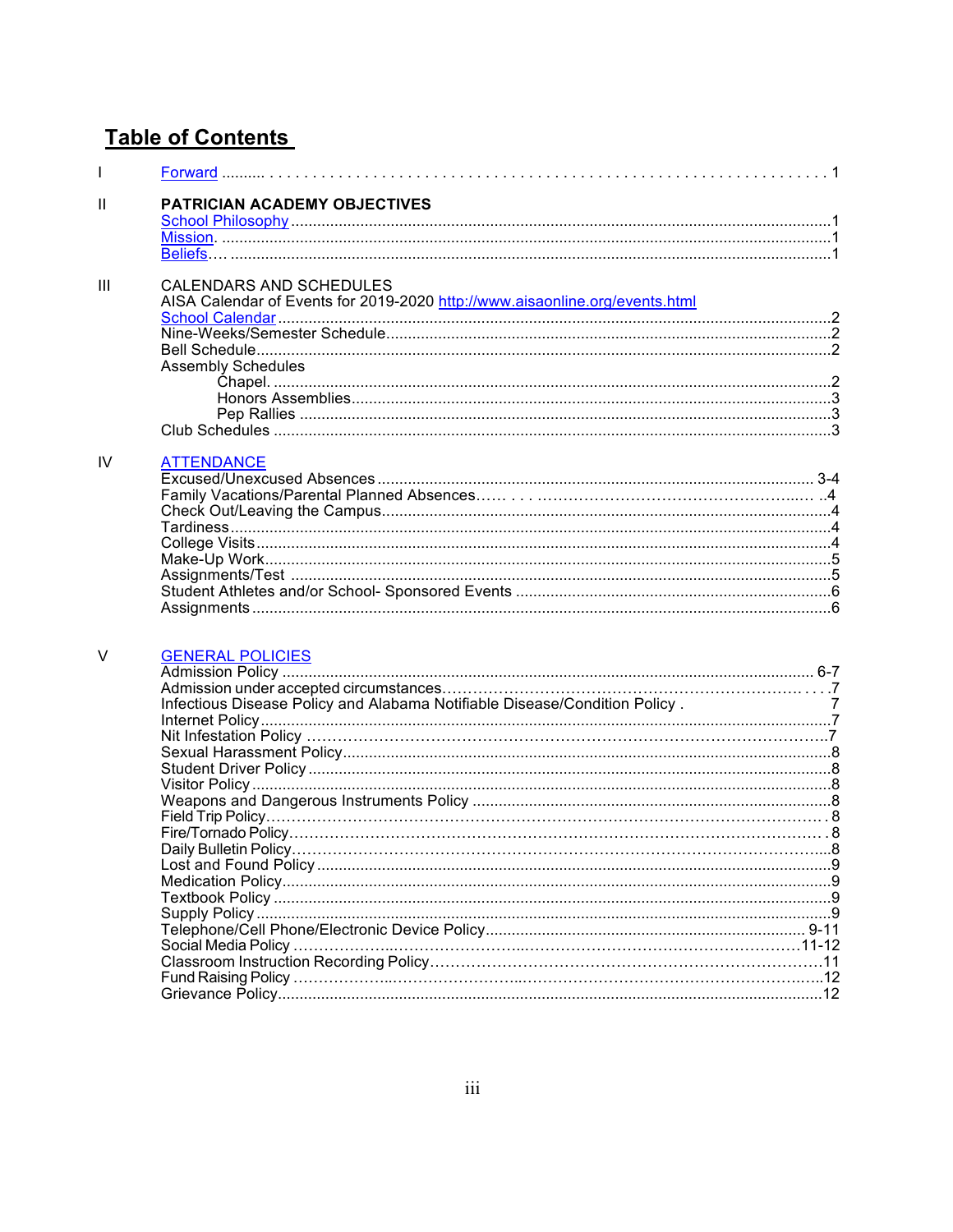# Table of Contents

| | | |
|---|---|---|
| I | Forward | 1 |
| II | **PATRICIAN ACADEMY OBJECTIVES** | |
| | School Philosophy | 1 |
| | Mission | 1 |
| | Beliefs | 1 |
| III | CALENDARS AND SCHEDULES | |
| | AISA Calendar of Events for 2019-2020 http://www.aisaonline.org/events.html | |
| | School Calendar | 2 |
| | Nine-Weeks/Semester Schedule | 2 |
| | Bell Schedule | 2 |
| | Assembly Schedules | |
| | Chapel | 2 |
| | Honors Assemblies | 3 |
| | Pep Rallies | 3 |
| | Club Schedules | 3 |
| IV | ATTENDANCE | |
| | Excused/Unexcused Absences | 3-4 |
| | Family Vacations/Parental Planned Absences | 4 |
| | Check Out/Leaving the Campus | 4 |
| | Tardiness | 4 |
| | College Visits | 4 |
| | Make-Up Work | 5 |
| | Assignments/Test | 5 |
| | Student Athletes and/or School- Sponsored Events | 6 |
| | Assignments | 6 |
| V | GENERAL POLICIES | |
| | Admission Policy | 6-7 |
| | Admission under accepted circumstances | 7 |
| | Infectious Disease Policy and Alabama Notifiable Disease/Condition Policy | 7 |
| | Internet Policy | 7 |
| | Nit Infestation Policy | 7 |
| | Sexual Harassment Policy | 8 |
| | Student Driver Policy | 8 |
| | Visitor Policy | 8 |
| | Weapons and Dangerous Instruments Policy | 8 |
| | Field Trip Policy | 8 |
| | Fire/Tornado Policy | 8 |
| | Daily Bulletin Policy | 8 |
| | Lost and Found Policy | 9 |
| | Medication Policy | 9 |
| | Textbook Policy | 9 |
| | Supply Policy | 9 |
| | Telephone/Cell Phone/Electronic Device Policy | 9-11 |
| | Social Media Policy | 11-12 |
| | Classroom Instruction Recording Policy | 11 |
| | Fund Raising Policy | 12 |
| | Grievance Policy | 12 |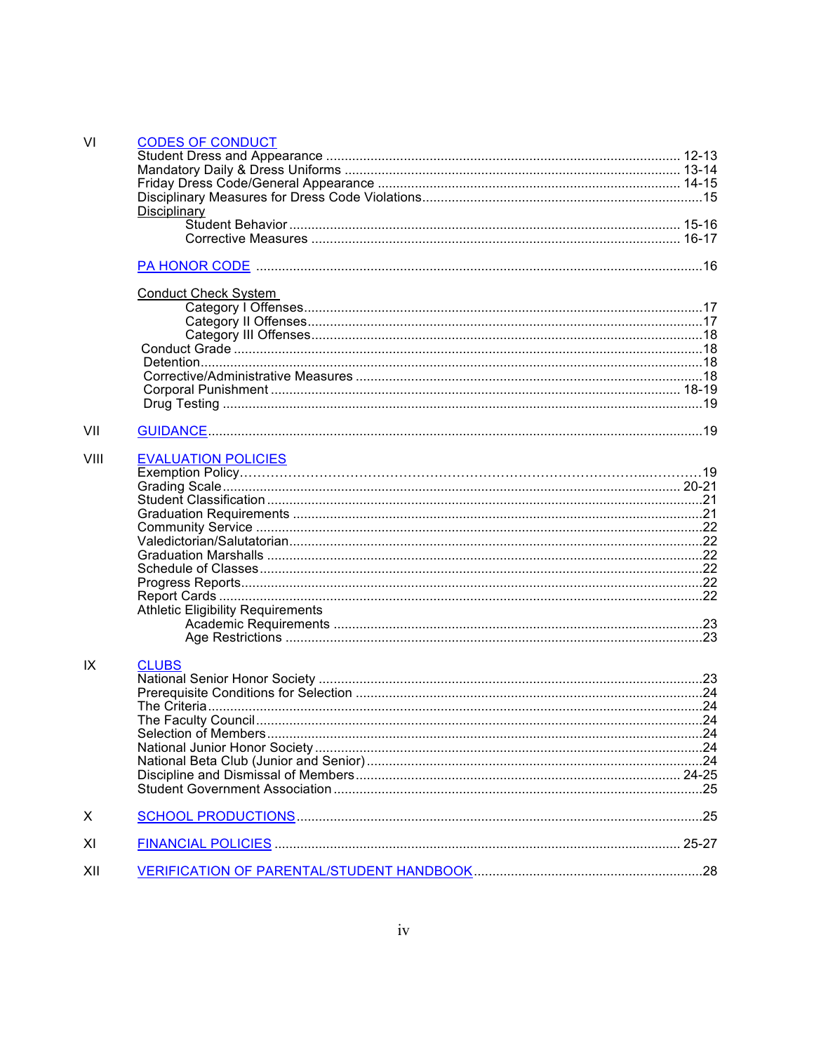| | | |
|---|---|---|
| VI | CODES OF CONDUCT | |
| | Student Dress and Appearance | 12-13 |
| | Mandatory Daily & Dress Uniforms | 13-14 |
| | Friday Dress Code/General Appearance | 14-15 |
| | Disciplinary Measures for Dress Code Violations | 15 |
| | Disciplinary | |
| | Student Behavior | 15-16 |
| | Corrective Measures | 16-17 |
| | PA HONOR CODE | 16 |
| | Conduct Check System | |
| | Category I Offenses | 17 |
| | Category II Offenses | 17 |
| | Category III Offenses | 18 |
| | Conduct Grade | 18 |
| | Detention | 18 |
| | Corrective/Administrative Measures | 18 |
| | Corporal Punishment | 18-19 |
| | Drug Testing | 19 |
| VII | GUIDANCE | 19 |
| VIII | EVALUATION POLICIES | |
| | Exemption Policy | 19 |
| | Grading Scale | 20-21 |
| | Student Classification | 21 |
| | Graduation Requirements | 21 |
| | Community Service | 22 |
| | Valedictorian/Salutatorian | 22 |
| | Graduation Marshalls | 22 |
| | Schedule of Classes | 22 |
| | Progress Reports | 22 |
| | Report Cards | 22 |
| | Athletic Eligibility Requirements | |
| | Academic Requirements | 23 |
| | Age Restrictions | 23 |
| IX | CLUBS | |
| | National Senior Honor Society | 23 |
| | Prerequisite Conditions for Selection | 24 |
| | The Criteria | 24 |
| | The Faculty Council | 24 |
| | Selection of Members | 24 |
| | National Junior Honor Society | 24 |
| | National Beta Club (Junior and Senior) | 24 |
| | Discipline and Dismissal of Members | 24-25 |
| | Student Government Association | 25 |
| X | SCHOOL PRODUCTIONS | 25 |
| XI | FINANCIAL POLICIES | 25-27 |
| XII | VERIFICATION OF PARENTAL/STUDENT HANDBOOK | 28 |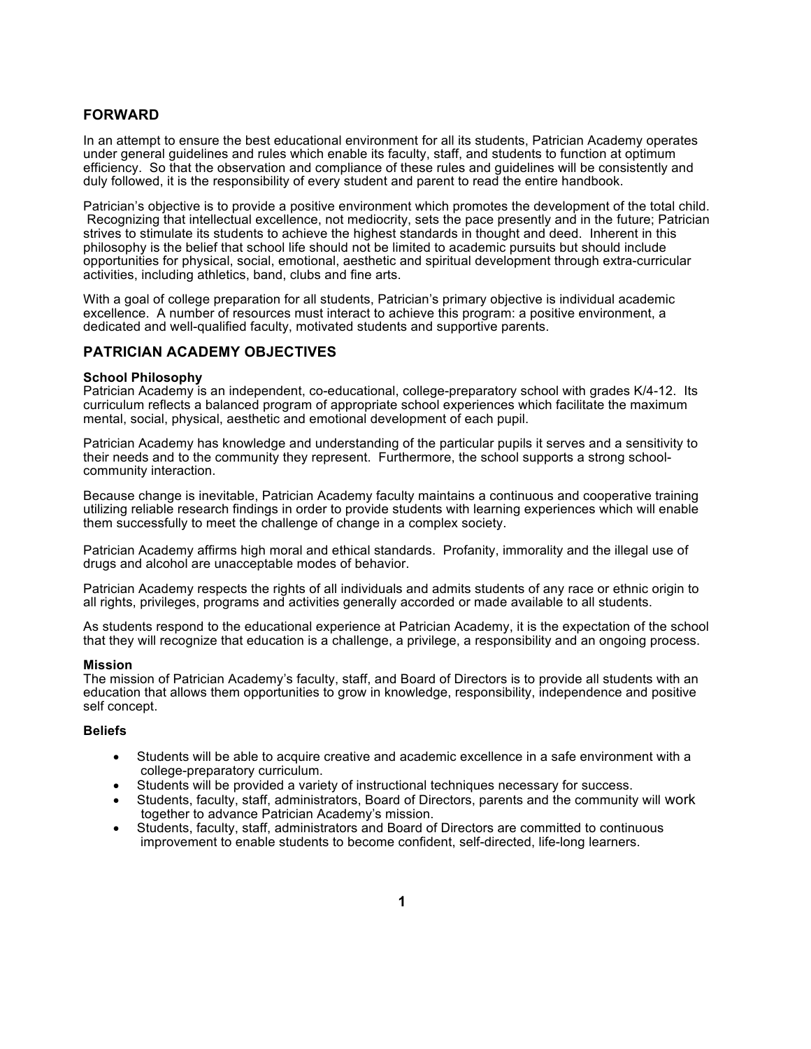## FORWARD

In an attempt to ensure the best educational environment for all its students, Patrician Academy operates under general guidelines and rules which enable its faculty, staff, and students to function at optimum efficiency. So that the observation and compliance of these rules and guidelines will be consistently and duly followed, it is the responsibility of every student and parent to read the entire handbook.

Patrician's objective is to provide a positive environment which promotes the development of the total child. Recognizing that intellectual excellence, not mediocrity, sets the pace presently and in the future; Patrician strives to stimulate its students to achieve the highest standards in thought and deed. Inherent in this philosophy is the belief that school life should not be limited to academic pursuits but should include opportunities for physical, social, emotional, aesthetic and spiritual development through extra-curricular activities, including athletics, band, clubs and fine arts.

With a goal of college preparation for all students, Patrician's primary objective is individual academic excellence. A number of resources must interact to achieve this program: a positive environment, a dedicated and well-qualified faculty, motivated students and supportive parents.

## PATRICIAN ACADEMY OBJECTIVES

#### School Philosophy

Patrician Academy is an independent, co-educational, college-preparatory school with grades K/4-12. Its curriculum reflects a balanced program of appropriate school experiences which facilitate the maximum mental, social, physical, aesthetic and emotional development of each pupil.

Patrician Academy has knowledge and understanding of the particular pupils it serves and a sensitivity to their needs and to the community they represent. Furthermore, the school supports a strong school-community interaction.

Because change is inevitable, Patrician Academy faculty maintains a continuous and cooperative training utilizing reliable research findings in order to provide students with learning experiences which will enable them successfully to meet the challenge of change in a complex society.

Patrician Academy affirms high moral and ethical standards. Profanity, immorality and the illegal use of drugs and alcohol are unacceptable modes of behavior.

Patrician Academy respects the rights of all individuals and admits students of any race or ethnic origin to all rights, privileges, programs and activities generally accorded or made available to all students.

As students respond to the educational experience at Patrician Academy, it is the expectation of the school that they will recognize that education is a challenge, a privilege, a responsibility and an ongoing process.

#### Mission

The mission of Patrician Academy's faculty, staff, and Board of Directors is to provide all students with an education that allows them opportunities to grow in knowledge, responsibility, independence and positive self concept.

#### Beliefs

- Students will be able to acquire creative and academic excellence in a safe environment with a college-preparatory curriculum.
- Students will be provided a variety of instructional techniques necessary for success.
- Students, faculty, staff, administrators, Board of Directors, parents and the community will work together to advance Patrician Academy's mission.
- Students, faculty, staff, administrators and Board of Directors are committed to continuous improvement to enable students to become confident, self-directed, life-long learners.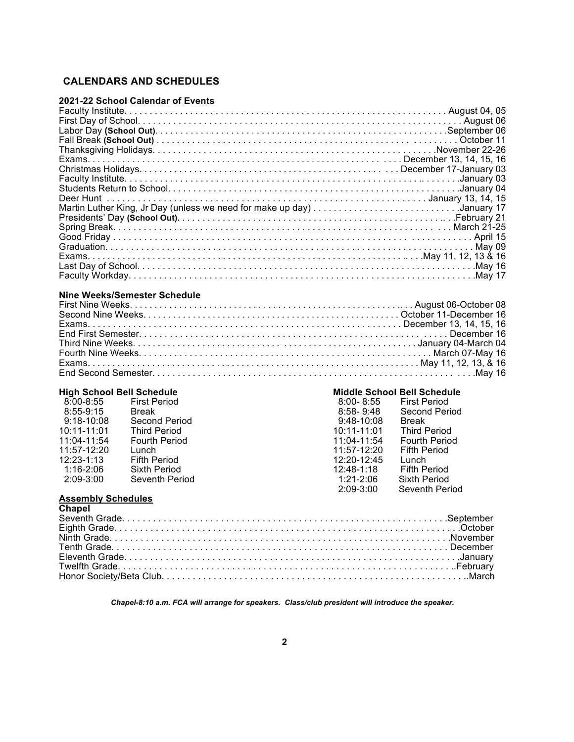## CALENDARS AND SCHEDULES

### 2021-22 School Calendar of Events

| Event | Date |
|---|---|
| Faculty Institute | August 04, 05 |
| First Day of School | August 06 |
| Labor Day **(School Out)** | September 06 |
| Fall Break **(School Out)** | October 11 |
| Thanksgiving Holidays | November 22-26 |
| Exams | December 13, 14, 15, 16 |
| Christmas Holidays | December 17-January 03 |
| Faculty Institute | January 03 |
| Students Return to School | January 04 |
| Deer Hunt | January 13, 14, 15 |
| Martin Luther King, Jr Day (unless we need for make up day) | January 17 |
| Presidents' Day **(School Out).** | February 21 |
| Spring Break | March 21-25 |
| Good Friday | April 15 |
| Graduation | May 09 |
| Exams | May 11, 12, 13 & 16 |
| Last Day of School | May 16 |
| Faculty Workday | May 17 |

### Nine Weeks/Semester Schedule

| Period | Date |
|---|---|
| First Nine Weeks | August 06-October 08 |
| Second Nine Weeks | October 11-December 16 |
| Exams | December 13, 14, 15, 16 |
| End First Semester | December 16 |
| Third Nine Weeks | January 04-March 04 |
| Fourth Nine Weeks | March 07-May 16 |
| Exams | May 11, 12, 13, & 16 |
| End Second Semester | May 16 |

### High School Bell Schedule

| Time | Period |
|---|---|
| 8:00-8:55 | First Period |
| 8:55-9:15 | Break |
| 9:18-10:08 | Second Period |
| 10:11-11:01 | Third Period |
| 11:04-11:54 | Fourth Period |
| 11:57-12:20 | Lunch |
| 12:23-1:13 | Fifth Period |
| 1:16-2:06 | Sixth Period |
| 2:09-3:00 | Seventh Period |

### Middle School Bell Schedule

| Time | Period |
|---|---|
| 8:00- 8:55 | First Period |
| 8:58- 9:48 | Second Period |
| 9:48-10:08 | Break |
| 10:11-11:01 | Third Period |
| 11:04-11:54 | Fourth Period |
| 11:57-12:20 | Fifth Period |
| 12:20-12:45 | Lunch |
| 12:48-1:18 | Fifth Period |
| 1:21-2:06 | Sixth Period |
| 2:09-3:00 | Seventh Period |

### Assembly Schedules

**Chapel**

| Group | Month |
|---|---|
| Seventh Grade | September |
| Eighth Grade | October |
| Ninth Grade | November |
| Tenth Grade | December |
| Eleventh Grade | January |
| Twelfth Grade | February |
| Honor Society/Beta Club | March |

***Chapel-8:10 a.m. FCA will arrange for speakers. Class/club president will introduce the speaker.***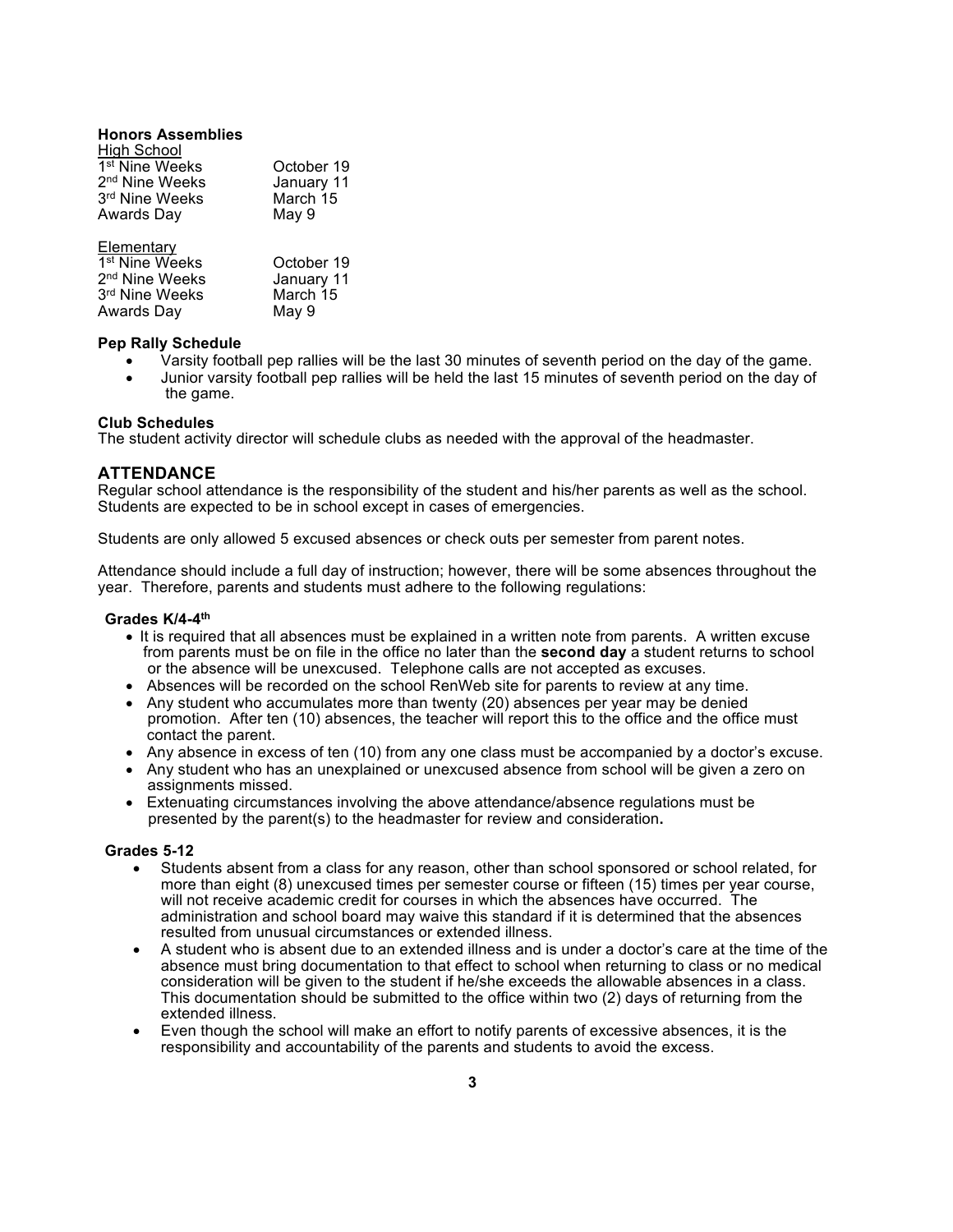**Honors Assemblies**

High School

| | |
|---|---|
| 1st Nine Weeks | October 19 |
| 2nd Nine Weeks | January 11 |
| 3rd Nine Weeks | March 15 |
| Awards Day | May 9 |

Elementary

| | |
|---|---|
| 1st Nine Weeks | October 19 |
| 2nd Nine Weeks | January 11 |
| 3rd Nine Weeks | March 15 |
| Awards Day | May 9 |

**Pep Rally Schedule**

- Varsity football pep rallies will be the last 30 minutes of seventh period on the day of the game.
- Junior varsity football pep rallies will be held the last 15 minutes of seventh period on the day of the game.

**Club Schedules**

The student activity director will schedule clubs as needed with the approval of the headmaster.

## ATTENDANCE

Regular school attendance is the responsibility of the student and his/her parents as well as the school. Students are expected to be in school except in cases of emergencies.

Students are only allowed 5 excused absences or check outs per semester from parent notes.

Attendance should include a full day of instruction; however, there will be some absences throughout the year. Therefore, parents and students must adhere to the following regulations:

**Grades K/4-4th**

- It is required that all absences must be explained in a written note from parents. A written excuse from parents must be on file in the office no later than the **second day** a student returns to school or the absence will be unexcused. Telephone calls are not accepted as excuses.
- Absences will be recorded on the school RenWeb site for parents to review at any time.
- Any student who accumulates more than twenty (20) absences per year may be denied promotion. After ten (10) absences, the teacher will report this to the office and the office must contact the parent.
- Any absence in excess of ten (10) from any one class must be accompanied by a doctor's excuse.
- Any student who has an unexplained or unexcused absence from school will be given a zero on assignments missed.
- Extenuating circumstances involving the above attendance/absence regulations must be presented by the parent(s) to the headmaster for review and consideration.

**Grades 5-12**

- Students absent from a class for any reason, other than school sponsored or school related, for more than eight (8) unexcused times per semester course or fifteen (15) times per year course, will not receive academic credit for courses in which the absences have occurred. The administration and school board may waive this standard if it is determined that the absences resulted from unusual circumstances or extended illness.
- A student who is absent due to an extended illness and is under a doctor's care at the time of the absence must bring documentation to that effect to school when returning to class or no medical consideration will be given to the student if he/she exceeds the allowable absences in a class. This documentation should be submitted to the office within two (2) days of returning from the extended illness.
- Even though the school will make an effort to notify parents of excessive absences, it is the responsibility and accountability of the parents and students to avoid the excess.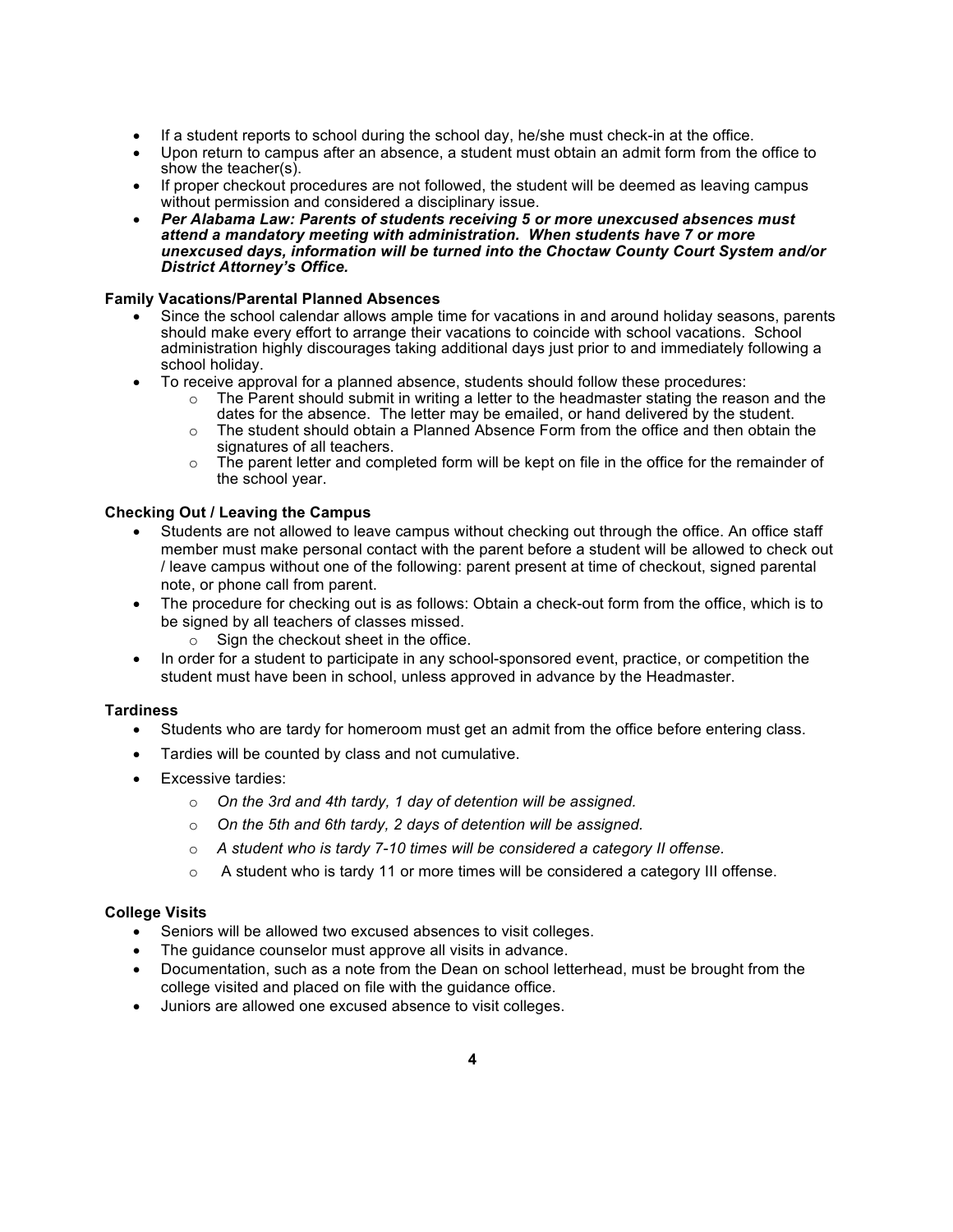- If a student reports to school during the school day, he/she must check-in at the office.
- Upon return to campus after an absence, a student must obtain an admit form from the office to show the teacher(s).
- If proper checkout procedures are not followed, the student will be deemed as leaving campus without permission and considered a disciplinary issue.
- ***Per Alabama Law: Parents of students receiving 5 or more unexcused absences must attend a mandatory meeting with administration. When students have 7 or more unexcused days, information will be turned into the Choctaw County Court System and/or District Attorney's Office.***

**Family Vacations/Parental Planned Absences**

- Since the school calendar allows ample time for vacations in and around holiday seasons, parents should make every effort to arrange their vacations to coincide with school vacations. School administration highly discourages taking additional days just prior to and immediately following a school holiday.
- To receive approval for a planned absence, students should follow these procedures:
    - The Parent should submit in writing a letter to the headmaster stating the reason and the dates for the absence. The letter may be emailed, or hand delivered by the student.
    - The student should obtain a Planned Absence Form from the office and then obtain the signatures of all teachers.
    - The parent letter and completed form will be kept on file in the office for the remainder of the school year.

**Checking Out / Leaving the Campus**

- Students are not allowed to leave campus without checking out through the office. An office staff member must make personal contact with the parent before a student will be allowed to check out / leave campus without one of the following: parent present at time of checkout, signed parental note, or phone call from parent.
- The procedure for checking out is as follows: Obtain a check-out form from the office, which is to be signed by all teachers of classes missed.
    - Sign the checkout sheet in the office.
- In order for a student to participate in any school-sponsored event, practice, or competition the student must have been in school, unless approved in advance by the Headmaster.

**Tardiness**

- Students who are tardy for homeroom must get an admit from the office before entering class.
- Tardies will be counted by class and not cumulative.
- Excessive tardies:
    - *On the 3rd and 4th tardy, 1 day of detention will be assigned.*
    - *On the 5th and 6th tardy, 2 days of detention will be assigned.*
    - *A student who is tardy 7-10 times will be considered a category II offense.*
    - A student who is tardy 11 or more times will be considered a category III offense.

**College Visits**

- Seniors will be allowed two excused absences to visit colleges.
- The guidance counselor must approve all visits in advance.
- Documentation, such as a note from the Dean on school letterhead, must be brought from the college visited and placed on file with the guidance office.
- Juniors are allowed one excused absence to visit colleges.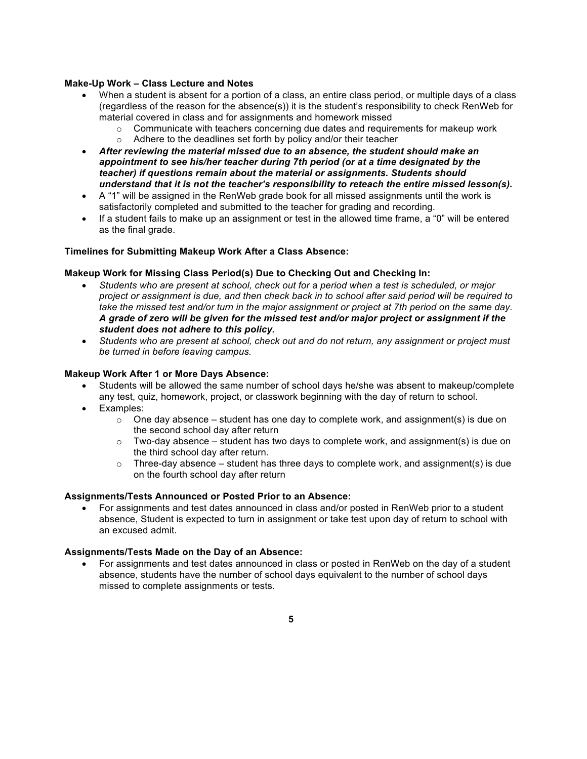**Make-Up Work – Class Lecture and Notes**

- When a student is absent for a portion of a class, an entire class period, or multiple days of a class (regardless of the reason for the absence(s)) it is the student's responsibility to check RenWeb for material covered in class and for assignments and homework missed
  - Communicate with teachers concerning due dates and requirements for makeup work
  - Adhere to the deadlines set forth by policy and/or their teacher
- ***After reviewing the material missed due to an absence, the student should make an appointment to see his/her teacher during 7th period (or at a time designated by the teacher) if questions remain about the material or assignments. Students should understand that it is not the teacher's responsibility to reteach the entire missed lesson(s).***
- A "1" will be assigned in the RenWeb grade book for all missed assignments until the work is satisfactorily completed and submitted to the teacher for grading and recording.
- If a student fails to make up an assignment or test in the allowed time frame, a "0" will be entered as the final grade.

**Timelines for Submitting Makeup Work After a Class Absence:**

**Makeup Work for Missing Class Period(s) Due to Checking Out and Checking In:**

- *Students who are present at school, check out for a period when a test is scheduled, or major project or assignment is due, and then check back in to school after said period will be required to take the missed test and/or turn in the major assignment or project at 7th period on the same day.* ***A grade of zero will be given for the missed test and/or major project or assignment if the student does not adhere to this policy.***
- *Students who are present at school, check out and do not return, any assignment or project must be turned in before leaving campus.*

**Makeup Work After 1 or More Days Absence:**

- Students will be allowed the same number of school days he/she was absent to makeup/complete any test, quiz, homework, project, or classwork beginning with the day of return to school.
- Examples:
  - One day absence – student has one day to complete work, and assignment(s) is due on the second school day after return
  - Two-day absence – student has two days to complete work, and assignment(s) is due on the third school day after return.
  - Three-day absence – student has three days to complete work, and assignment(s) is due on the fourth school day after return

**Assignments/Tests Announced or Posted Prior to an Absence:**

- For assignments and test dates announced in class and/or posted in RenWeb prior to a student absence, Student is expected to turn in assignment or take test upon day of return to school with an excused admit.

**Assignments/Tests Made on the Day of an Absence:**

- For assignments and test dates announced in class or posted in RenWeb on the day of a student absence, students have the number of school days equivalent to the number of school days missed to complete assignments or tests.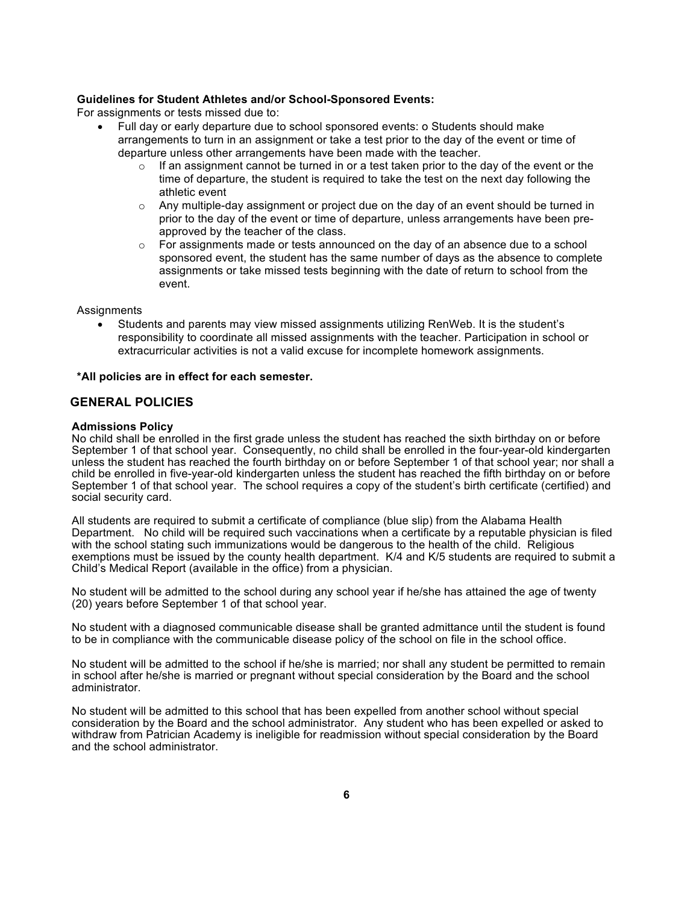**Guidelines for Student Athletes and/or School-Sponsored Events:**

For assignments or tests missed due to:

- Full day or early departure due to school sponsored events: o Students should make arrangements to turn in an assignment or take a test prior to the day of the event or time of departure unless other arrangements have been made with the teacher.
    - If an assignment cannot be turned in or a test taken prior to the day of the event or the time of departure, the student is required to take the test on the next day following the athletic event
    - Any multiple-day assignment or project due on the day of an event should be turned in prior to the day of the event or time of departure, unless arrangements have been pre-approved by the teacher of the class.
    - For assignments made or tests announced on the day of an absence due to a school sponsored event, the student has the same number of days as the absence to complete assignments or take missed tests beginning with the date of return to school from the event.

Assignments

- Students and parents may view missed assignments utilizing RenWeb. It is the student's responsibility to coordinate all missed assignments with the teacher. Participation in school or extracurricular activities is not a valid excuse for incomplete homework assignments.

**\*All policies are in effect for each semester.**

## GENERAL POLICIES

**Admissions Policy**

No child shall be enrolled in the first grade unless the student has reached the sixth birthday on or before September 1 of that school year. Consequently, no child shall be enrolled in the four-year-old kindergarten unless the student has reached the fourth birthday on or before September 1 of that school year; nor shall a child be enrolled in five-year-old kindergarten unless the student has reached the fifth birthday on or before September 1 of that school year. The school requires a copy of the student's birth certificate (certified) and social security card.

All students are required to submit a certificate of compliance (blue slip) from the Alabama Health Department. No child will be required such vaccinations when a certificate by a reputable physician is filed with the school stating such immunizations would be dangerous to the health of the child. Religious exemptions must be issued by the county health department. K/4 and K/5 students are required to submit a Child's Medical Report (available in the office) from a physician.

No student will be admitted to the school during any school year if he/she has attained the age of twenty (20) years before September 1 of that school year.

No student with a diagnosed communicable disease shall be granted admittance until the student is found to be in compliance with the communicable disease policy of the school on file in the school office.

No student will be admitted to the school if he/she is married; nor shall any student be permitted to remain in school after he/she is married or pregnant without special consideration by the Board and the school administrator.

No student will be admitted to this school that has been expelled from another school without special consideration by the Board and the school administrator. Any student who has been expelled or asked to withdraw from Patrician Academy is ineligible for readmission without special consideration by the Board and the school administrator.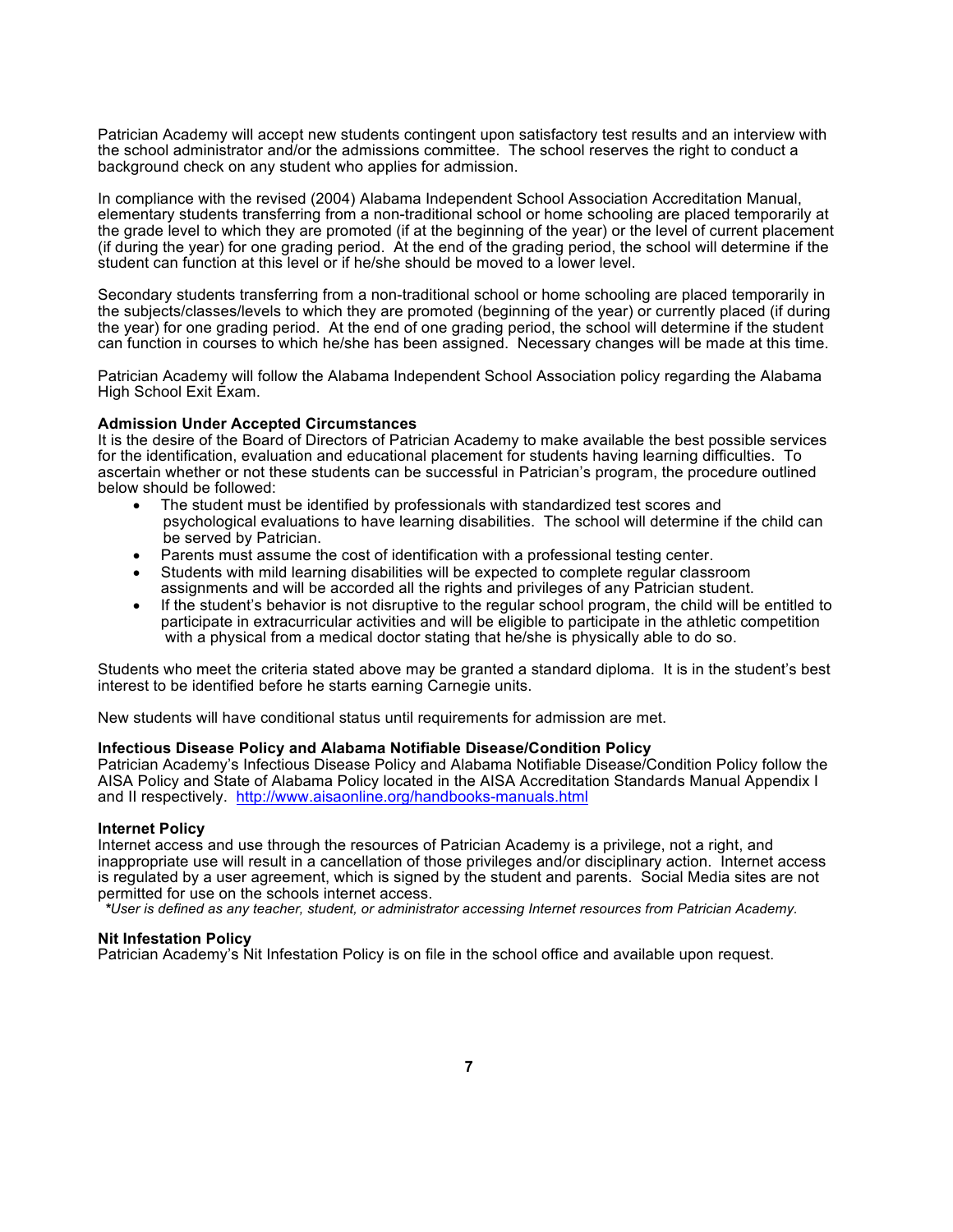Patrician Academy will accept new students contingent upon satisfactory test results and an interview with the school administrator and/or the admissions committee. The school reserves the right to conduct a background check on any student who applies for admission.

In compliance with the revised (2004) Alabama Independent School Association Accreditation Manual, elementary students transferring from a non-traditional school or home schooling are placed temporarily at the grade level to which they are promoted (if at the beginning of the year) or the level of current placement (if during the year) for one grading period. At the end of the grading period, the school will determine if the student can function at this level or if he/she should be moved to a lower level.

Secondary students transferring from a non-traditional school or home schooling are placed temporarily in the subjects/classes/levels to which they are promoted (beginning of the year) or currently placed (if during the year) for one grading period. At the end of one grading period, the school will determine if the student can function in courses to which he/she has been assigned. Necessary changes will be made at this time.

Patrician Academy will follow the Alabama Independent School Association policy regarding the Alabama High School Exit Exam.

**Admission Under Accepted Circumstances**

It is the desire of the Board of Directors of Patrician Academy to make available the best possible services for the identification, evaluation and educational placement for students having learning difficulties. To ascertain whether or not these students can be successful in Patrician's program, the procedure outlined below should be followed:

- The student must be identified by professionals with standardized test scores and psychological evaluations to have learning disabilities. The school will determine if the child can be served by Patrician.
- Parents must assume the cost of identification with a professional testing center.
- Students with mild learning disabilities will be expected to complete regular classroom assignments and will be accorded all the rights and privileges of any Patrician student.
- If the student's behavior is not disruptive to the regular school program, the child will be entitled to participate in extracurricular activities and will be eligible to participate in the athletic competition with a physical from a medical doctor stating that he/she is physically able to do so.

Students who meet the criteria stated above may be granted a standard diploma. It is in the student's best interest to be identified before he starts earning Carnegie units.

New students will have conditional status until requirements for admission are met.

**Infectious Disease Policy and Alabama Notifiable Disease/Condition Policy**

Patrician Academy's Infectious Disease Policy and Alabama Notifiable Disease/Condition Policy follow the AISA Policy and State of Alabama Policy located in the AISA Accreditation Standards Manual Appendix I and II respectively. http://www.aisaonline.org/handbooks-manuals.html

**Internet Policy**

Internet access and use through the resources of Patrician Academy is a privilege, not a right, and inappropriate use will result in a cancellation of those privileges and/or disciplinary action. Internet access is regulated by a user agreement, which is signed by the student and parents. Social Media sites are not permitted for use on the schools internet access.

*\*User is defined as any teacher, student, or administrator accessing Internet resources from Patrician Academy.*

**Nit Infestation Policy**

Patrician Academy's Nit Infestation Policy is on file in the school office and available upon request.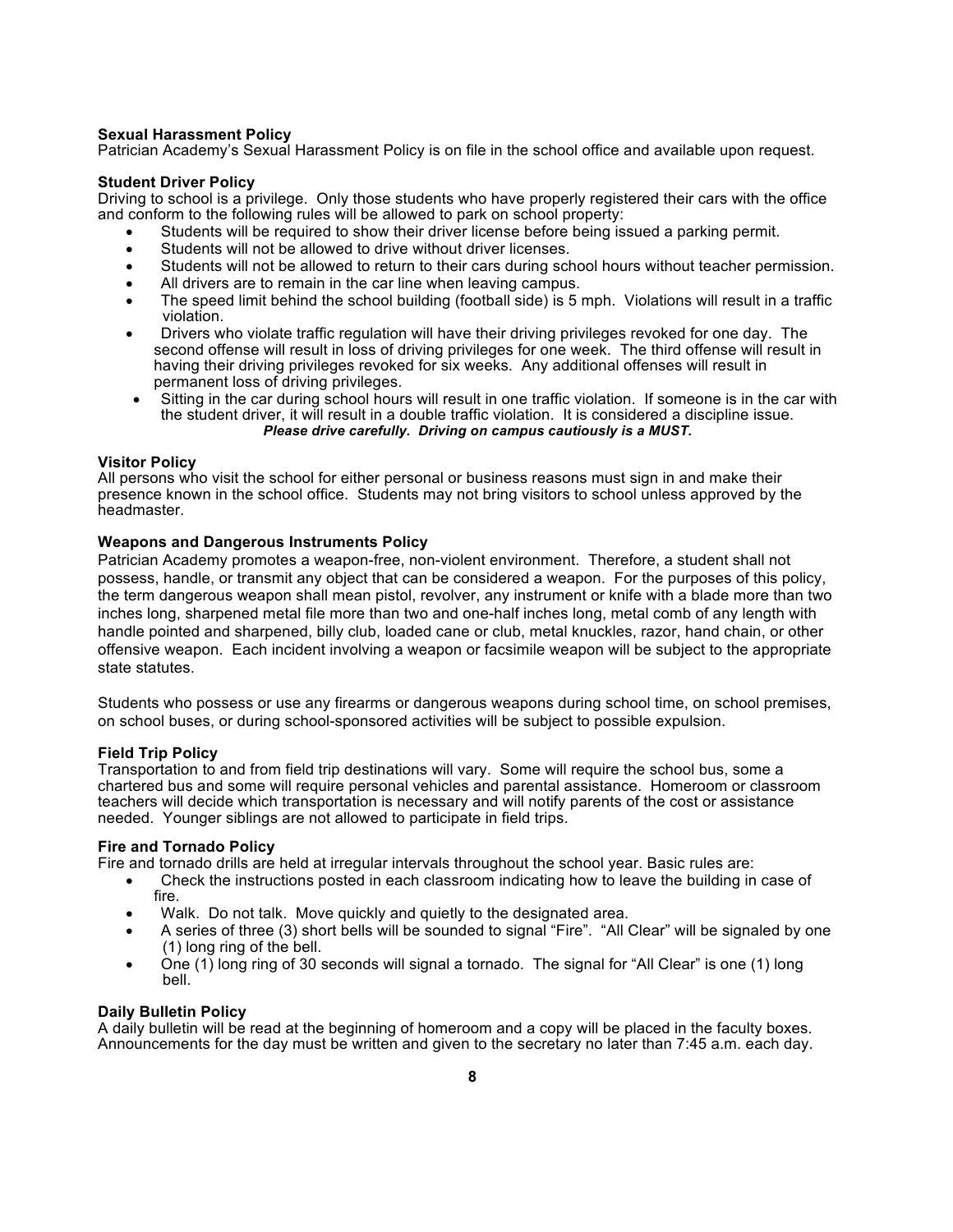**Sexual Harassment Policy**
Patrician Academy's Sexual Harassment Policy is on file in the school office and available upon request.

**Student Driver Policy**
Driving to school is a privilege. Only those students who have properly registered their cars with the office and conform to the following rules will be allowed to park on school property:

- Students will be required to show their driver license before being issued a parking permit.
- Students will not be allowed to drive without driver licenses.
- Students will not be allowed to return to their cars during school hours without teacher permission.
- All drivers are to remain in the car line when leaving campus.
- The speed limit behind the school building (football side) is 5 mph. Violations will result in a traffic violation.
- Drivers who violate traffic regulation will have their driving privileges revoked for one day. The second offense will result in loss of driving privileges for one week. The third offense will result in having their driving privileges revoked for six weeks. Any additional offenses will result in permanent loss of driving privileges.
- Sitting in the car during school hours will result in one traffic violation. If someone is in the car with the student driver, it will result in a double traffic violation. It is considered a discipline issue.

***Please drive carefully. Driving on campus cautiously is a MUST.***

**Visitor Policy**
All persons who visit the school for either personal or business reasons must sign in and make their presence known in the school office. Students may not bring visitors to school unless approved by the headmaster.

**Weapons and Dangerous Instruments Policy**
Patrician Academy promotes a weapon-free, non-violent environment. Therefore, a student shall not possess, handle, or transmit any object that can be considered a weapon. For the purposes of this policy, the term dangerous weapon shall mean pistol, revolver, any instrument or knife with a blade more than two inches long, sharpened metal file more than two and one-half inches long, metal comb of any length with handle pointed and sharpened, billy club, loaded cane or club, metal knuckles, razor, hand chain, or other offensive weapon. Each incident involving a weapon or facsimile weapon will be subject to the appropriate state statutes.

Students who possess or use any firearms or dangerous weapons during school time, on school premises, on school buses, or during school-sponsored activities will be subject to possible expulsion.

**Field Trip Policy**
Transportation to and from field trip destinations will vary. Some will require the school bus, some a chartered bus and some will require personal vehicles and parental assistance. Homeroom or classroom teachers will decide which transportation is necessary and will notify parents of the cost or assistance needed. Younger siblings are not allowed to participate in field trips.

**Fire and Tornado Policy**
Fire and tornado drills are held at irregular intervals throughout the school year. Basic rules are:

- Check the instructions posted in each classroom indicating how to leave the building in case of fire.
- Walk. Do not talk. Move quickly and quietly to the designated area.
- A series of three (3) short bells will be sounded to signal "Fire". "All Clear" will be signaled by one (1) long ring of the bell.
- One (1) long ring of 30 seconds will signal a tornado. The signal for "All Clear" is one (1) long bell.

**Daily Bulletin Policy**
A daily bulletin will be read at the beginning of homeroom and a copy will be placed in the faculty boxes. Announcements for the day must be written and given to the secretary no later than 7:45 a.m. each day.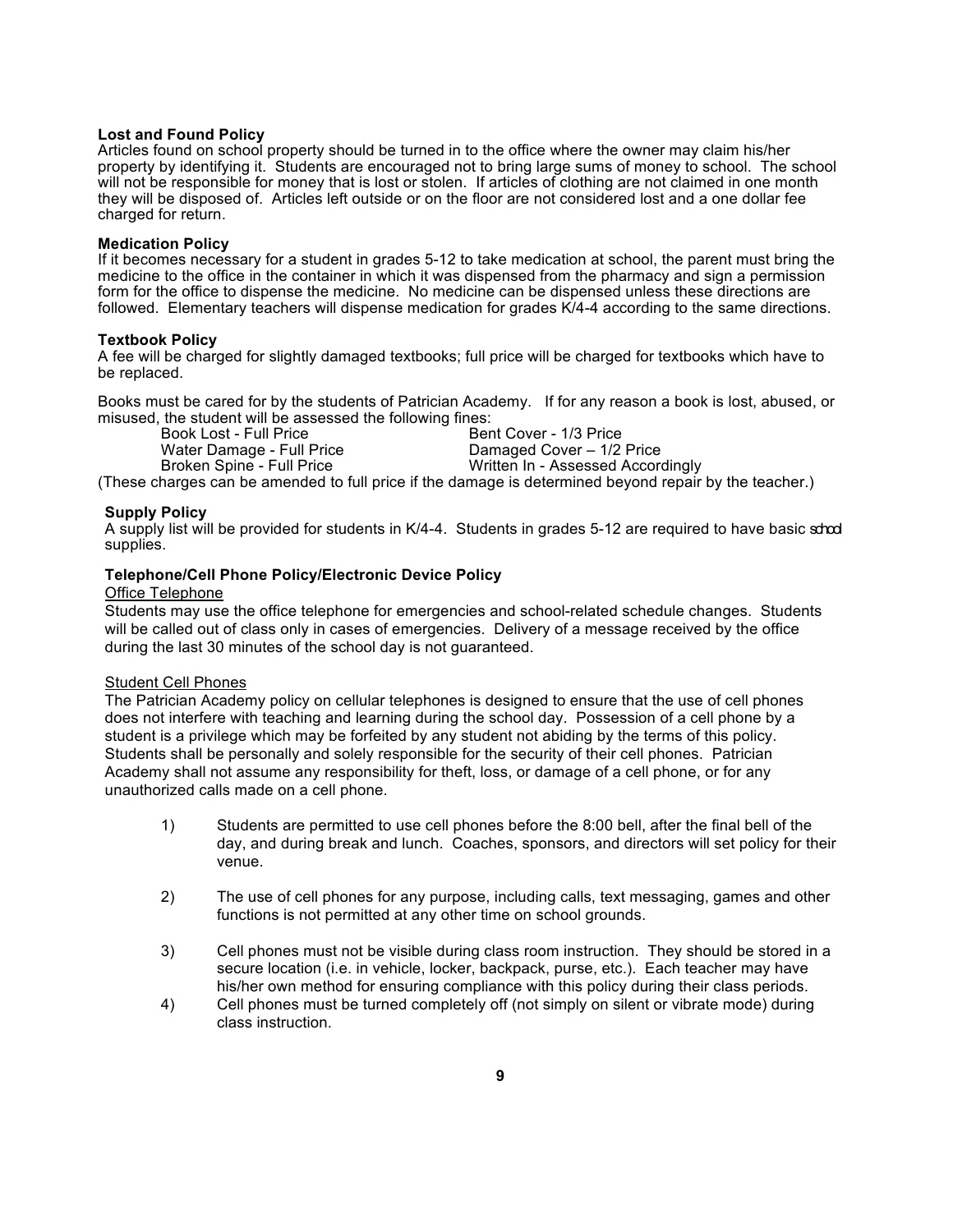**Lost and Found Policy**

Articles found on school property should be turned in to the office where the owner may claim his/her property by identifying it. Students are encouraged not to bring large sums of money to school. The school will not be responsible for money that is lost or stolen. If articles of clothing are not claimed in one month they will be disposed of. Articles left outside or on the floor are not considered lost and a one dollar fee charged for return.

**Medication Policy**

If it becomes necessary for a student in grades 5-12 to take medication at school, the parent must bring the medicine to the office in the container in which it was dispensed from the pharmacy and sign a permission form for the office to dispense the medicine. No medicine can be dispensed unless these directions are followed. Elementary teachers will dispense medication for grades K/4-4 according to the same directions.

**Textbook Policy**

A fee will be charged for slightly damaged textbooks; full price will be charged for textbooks which have to be replaced.

Books must be cared for by the students of Patrician Academy. If for any reason a book is lost, abused, or misused, the student will be assessed the following fines:

| | |
|---|---|
| Book Lost - Full Price | Bent Cover - 1/3 Price |
| Water Damage - Full Price | Damaged Cover – 1/2 Price |
| Broken Spine - Full Price | Written In - Assessed Accordingly |

(These charges can be amended to full price if the damage is determined beyond repair by the teacher.)

**Supply Policy**

A supply list will be provided for students in K/4-4. Students in grades 5-12 are required to have basic school supplies.

**Telephone/Cell Phone Policy/Electronic Device Policy**

Office Telephone

Students may use the office telephone for emergencies and school-related schedule changes. Students will be called out of class only in cases of emergencies. Delivery of a message received by the office during the last 30 minutes of the school day is not guaranteed.

Student Cell Phones

The Patrician Academy policy on cellular telephones is designed to ensure that the use of cell phones does not interfere with teaching and learning during the school day. Possession of a cell phone by a student is a privilege which may be forfeited by any student not abiding by the terms of this policy. Students shall be personally and solely responsible for the security of their cell phones. Patrician Academy shall not assume any responsibility for theft, loss, or damage of a cell phone, or for any unauthorized calls made on a cell phone.

1) Students are permitted to use cell phones before the 8:00 bell, after the final bell of the day, and during break and lunch. Coaches, sponsors, and directors will set policy for their venue.

2) The use of cell phones for any purpose, including calls, text messaging, games and other functions is not permitted at any other time on school grounds.

3) Cell phones must not be visible during class room instruction. They should be stored in a secure location (i.e. in vehicle, locker, backpack, purse, etc.). Each teacher may have his/her own method for ensuring compliance with this policy during their class periods.

4) Cell phones must be turned completely off (not simply on silent or vibrate mode) during class instruction.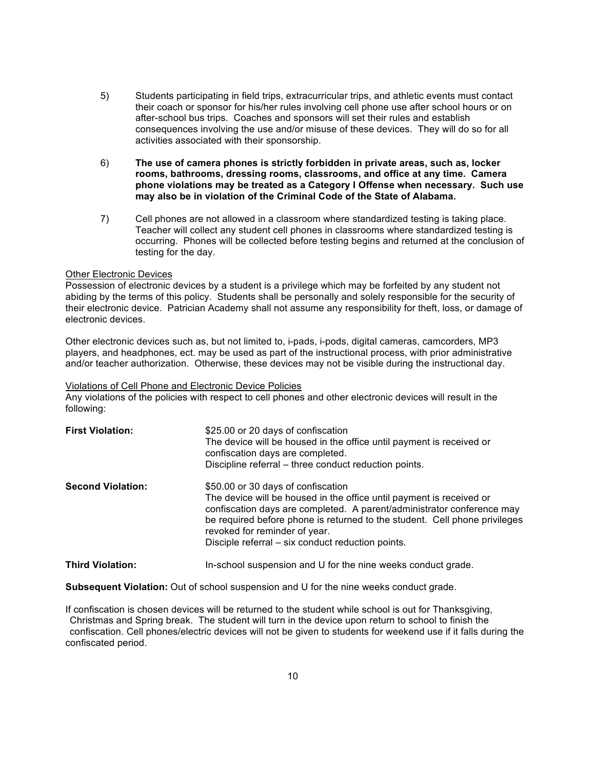5) Students participating in field trips, extracurricular trips, and athletic events must contact their coach or sponsor for his/her rules involving cell phone use after school hours or on after-school bus trips. Coaches and sponsors will set their rules and establish consequences involving the use and/or misuse of these devices. They will do so for all activities associated with their sponsorship.

6) **The use of camera phones is strictly forbidden in private areas, such as, locker rooms, bathrooms, dressing rooms, classrooms, and office at any time. Camera phone violations may be treated as a Category I Offense when necessary. Such use may also be in violation of the Criminal Code of the State of Alabama.**

7) Cell phones are not allowed in a classroom where standardized testing is taking place. Teacher will collect any student cell phones in classrooms where standardized testing is occurring. Phones will be collected before testing begins and returned at the conclusion of testing for the day.

<u>Other Electronic Devices</u>

Possession of electronic devices by a student is a privilege which may be forfeited by any student not abiding by the terms of this policy. Students shall be personally and solely responsible for the security of their electronic device. Patrician Academy shall not assume any responsibility for theft, loss, or damage of electronic devices.

Other electronic devices such as, but not limited to, i-pads, i-pods, digital cameras, camcorders, MP3 players, and headphones, ect. may be used as part of the instructional process, with prior administrative and/or teacher authorization. Otherwise, these devices may not be visible during the instructional day.

<u>Violations of Cell Phone and Electronic Device Policies</u>

Any violations of the policies with respect to cell phones and other electronic devices will result in the following:

**First Violation:** $25.00 or 20 days of confiscation
The device will be housed in the office until payment is received or confiscation days are completed.
Discipline referral – three conduct reduction points.

**Second Violation:** $50.00 or 30 days of confiscation
The device will be housed in the office until payment is received or confiscation days are completed. A parent/administrator conference may be required before phone is returned to the student. Cell phone privileges revoked for reminder of year.
Disciple referral – six conduct reduction points.

**Third Violation:** In-school suspension and U for the nine weeks conduct grade.

**Subsequent Violation:** Out of school suspension and U for the nine weeks conduct grade.

If confiscation is chosen devices will be returned to the student while school is out for Thanksgiving, Christmas and Spring break. The student will turn in the device upon return to school to finish the confiscation. Cell phones/electric devices will not be given to students for weekend use if it falls during the confiscated period.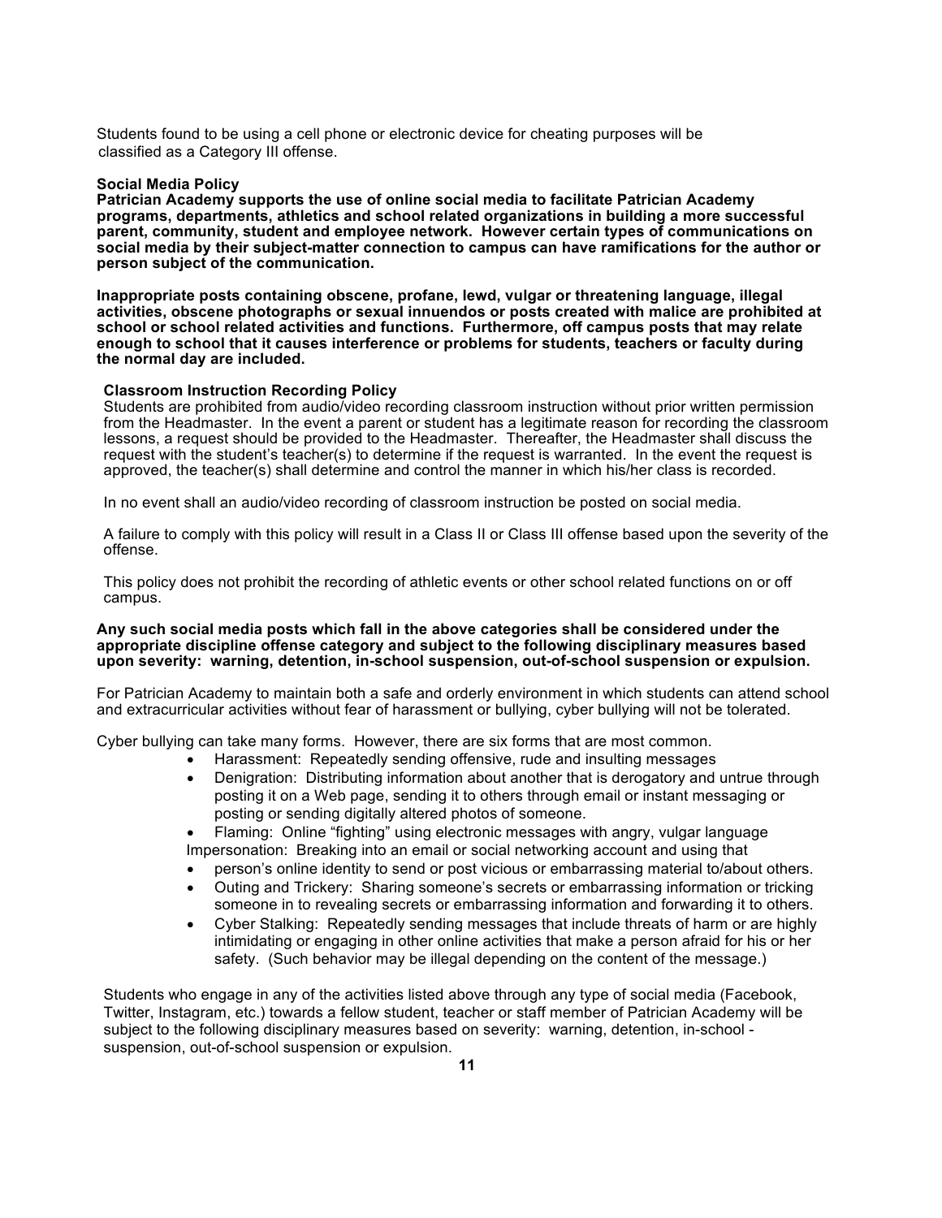Students found to be using a cell phone or electronic device for cheating purposes will be classified as a Category III offense.

**Social Media Policy**

**Patrician Academy supports the use of online social media to facilitate Patrician Academy programs, departments, athletics and school related organizations in building a more successful parent, community, student and employee network. However certain types of communications on social media by their subject-matter connection to campus can have ramifications for the author or person subject of the communication.**

**Inappropriate posts containing obscene, profane, lewd, vulgar or threatening language, illegal activities, obscene photographs or sexual innuendos or posts created with malice are prohibited at school or school related activities and functions. Furthermore, off campus posts that may relate enough to school that it causes interference or problems for students, teachers or faculty during the normal day are included.**

**Classroom Instruction Recording Policy**

Students are prohibited from audio/video recording classroom instruction without prior written permission from the Headmaster. In the event a parent or student has a legitimate reason for recording the classroom lessons, a request should be provided to the Headmaster. Thereafter, the Headmaster shall discuss the request with the student's teacher(s) to determine if the request is warranted. In the event the request is approved, the teacher(s) shall determine and control the manner in which his/her class is recorded.

In no event shall an audio/video recording of classroom instruction be posted on social media.

A failure to comply with this policy will result in a Class II or Class III offense based upon the severity of the offense.

This policy does not prohibit the recording of athletic events or other school related functions on or off campus.

**Any such social media posts which fall in the above categories shall be considered under the appropriate discipline offense category and subject to the following disciplinary measures based upon severity: warning, detention, in-school suspension, out-of-school suspension or expulsion.**

For Patrician Academy to maintain both a safe and orderly environment in which students can attend school and extracurricular activities without fear of harassment or bullying, cyber bullying will not be tolerated.

Cyber bullying can take many forms. However, there are six forms that are most common.

- Harassment: Repeatedly sending offensive, rude and insulting messages
- Denigration: Distributing information about another that is derogatory and untrue through posting it on a Web page, sending it to others through email or instant messaging or posting or sending digitally altered photos of someone.
- Flaming: Online "fighting" using electronic messages with angry, vulgar language

Impersonation: Breaking into an email or social networking account and using that

- person's online identity to send or post vicious or embarrassing material to/about others.
- Outing and Trickery: Sharing someone's secrets or embarrassing information or tricking someone in to revealing secrets or embarrassing information and forwarding it to others.
- Cyber Stalking: Repeatedly sending messages that include threats of harm or are highly intimidating or engaging in other online activities that make a person afraid for his or her safety. (Such behavior may be illegal depending on the content of the message.)

Students who engage in any of the activities listed above through any type of social media (Facebook, Twitter, Instagram, etc.) towards a fellow student, teacher or staff member of Patrician Academy will be subject to the following disciplinary measures based on severity: warning, detention, in-school - suspension, out-of-school suspension or expulsion.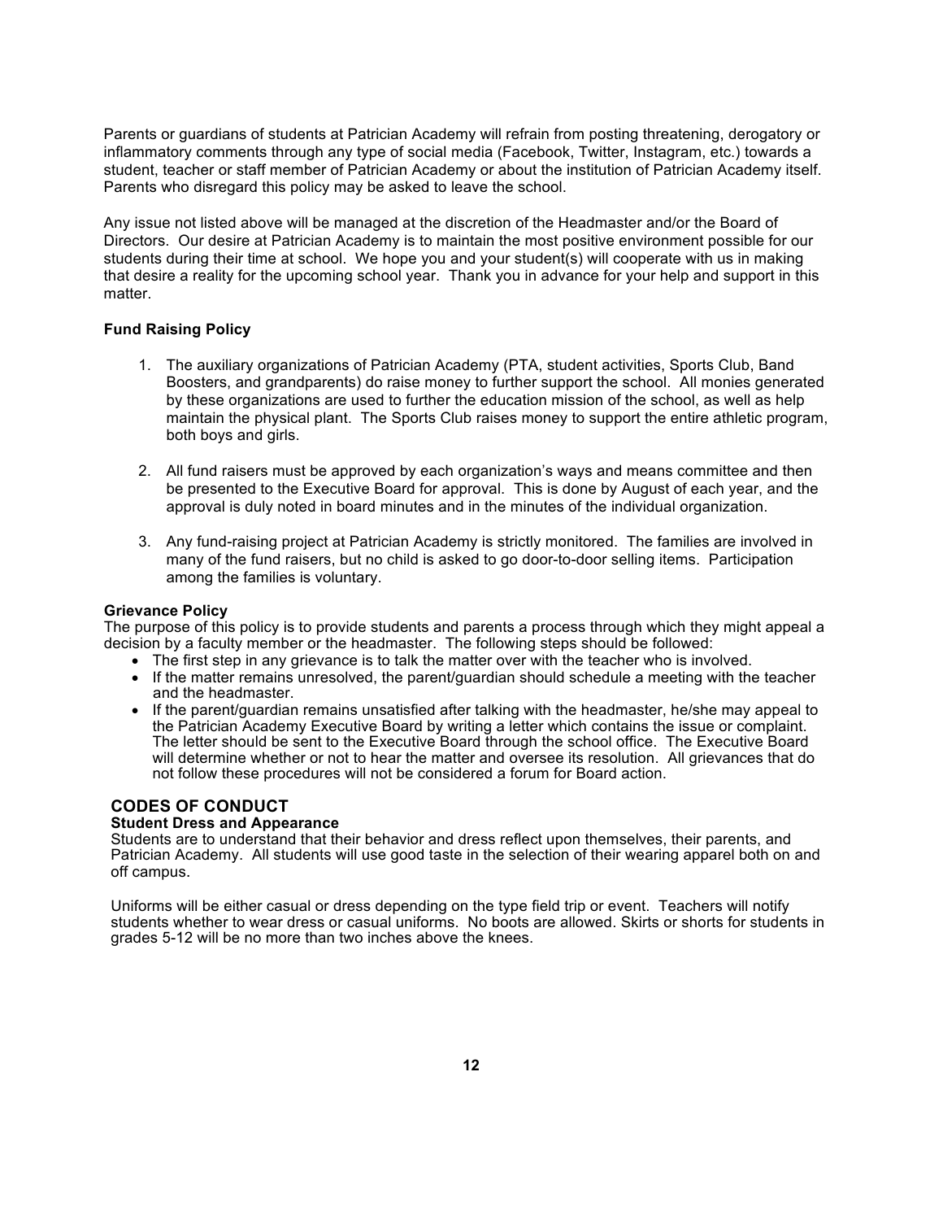Parents or guardians of students at Patrician Academy will refrain from posting threatening, derogatory or inflammatory comments through any type of social media (Facebook, Twitter, Instagram, etc.) towards a student, teacher or staff member of Patrician Academy or about the institution of Patrician Academy itself. Parents who disregard this policy may be asked to leave the school.

Any issue not listed above will be managed at the discretion of the Headmaster and/or the Board of Directors. Our desire at Patrician Academy is to maintain the most positive environment possible for our students during their time at school. We hope you and your student(s) will cooperate with us in making that desire a reality for the upcoming school year. Thank you in advance for your help and support in this matter.

**Fund Raising Policy**

1. The auxiliary organizations of Patrician Academy (PTA, student activities, Sports Club, Band Boosters, and grandparents) do raise money to further support the school. All monies generated by these organizations are used to further the education mission of the school, as well as help maintain the physical plant. The Sports Club raises money to support the entire athletic program, both boys and girls.

2. All fund raisers must be approved by each organization's ways and means committee and then be presented to the Executive Board for approval. This is done by August of each year, and the approval is duly noted in board minutes and in the minutes of the individual organization.

3. Any fund-raising project at Patrician Academy is strictly monitored. The families are involved in many of the fund raisers, but no child is asked to go door-to-door selling items. Participation among the families is voluntary.

**Grievance Policy**

The purpose of this policy is to provide students and parents a process through which they might appeal a decision by a faculty member or the headmaster. The following steps should be followed:

- The first step in any grievance is to talk the matter over with the teacher who is involved.
- If the matter remains unresolved, the parent/guardian should schedule a meeting with the teacher and the headmaster.
- If the parent/guardian remains unsatisfied after talking with the headmaster, he/she may appeal to the Patrician Academy Executive Board by writing a letter which contains the issue or complaint. The letter should be sent to the Executive Board through the school office. The Executive Board will determine whether or not to hear the matter and oversee its resolution. All grievances that do not follow these procedures will not be considered a forum for Board action.

## CODES OF CONDUCT

**Student Dress and Appearance**

Students are to understand that their behavior and dress reflect upon themselves, their parents, and Patrician Academy. All students will use good taste in the selection of their wearing apparel both on and off campus.

Uniforms will be either casual or dress depending on the type field trip or event. Teachers will notify students whether to wear dress or casual uniforms. No boots are allowed. Skirts or shorts for students in grades 5-12 will be no more than two inches above the knees.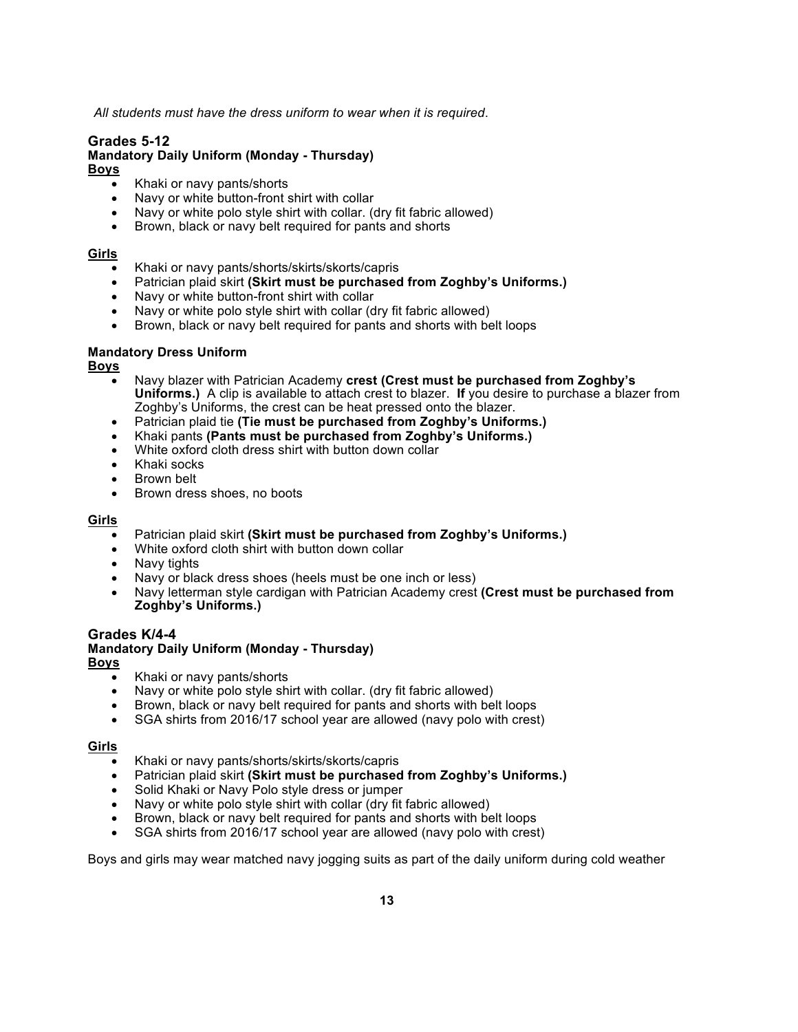*All students must have the dress uniform to wear when it is required*.

## Grades 5-12

### Mandatory Daily Uniform (Monday - Thursday)

**Boys**

- Khaki or navy pants/shorts
- Navy or white button-front shirt with collar
- Navy or white polo style shirt with collar. (dry fit fabric allowed)
- Brown, black or navy belt required for pants and shorts

**Girls**

- Khaki or navy pants/shorts/skirts/skorts/capris
- Patrician plaid skirt **(Skirt must be purchased from Zoghby's Uniforms.)**
- Navy or white button-front shirt with collar
- Navy or white polo style shirt with collar (dry fit fabric allowed)
- Brown, black or navy belt required for pants and shorts with belt loops

### Mandatory Dress Uniform

**Boys**

- Navy blazer with Patrician Academy **crest (Crest must be purchased from Zoghby's Uniforms.)** A clip is available to attach crest to blazer. **If** you desire to purchase a blazer from Zoghby's Uniforms, the crest can be heat pressed onto the blazer.
- Patrician plaid tie **(Tie must be purchased from Zoghby's Uniforms.)**
- Khaki pants **(Pants must be purchased from Zoghby's Uniforms.)**
- White oxford cloth dress shirt with button down collar
- Khaki socks
- Brown belt
- Brown dress shoes, no boots

**Girls**

- Patrician plaid skirt **(Skirt must be purchased from Zoghby's Uniforms.)**
- White oxford cloth shirt with button down collar
- Navy tights
- Navy or black dress shoes (heels must be one inch or less)
- Navy letterman style cardigan with Patrician Academy crest **(Crest must be purchased from Zoghby's Uniforms.)**

## Grades K/4-4

### Mandatory Daily Uniform (Monday - Thursday)

**Boys**

- Khaki or navy pants/shorts
- Navy or white polo style shirt with collar. (dry fit fabric allowed)
- Brown, black or navy belt required for pants and shorts with belt loops
- SGA shirts from 2016/17 school year are allowed (navy polo with crest)

**Girls**

- Khaki or navy pants/shorts/skirts/skorts/capris
- Patrician plaid skirt **(Skirt must be purchased from Zoghby's Uniforms.)**
- Solid Khaki or Navy Polo style dress or jumper
- Navy or white polo style shirt with collar (dry fit fabric allowed)
- Brown, black or navy belt required for pants and shorts with belt loops
- SGA shirts from 2016/17 school year are allowed (navy polo with crest)

Boys and girls may wear matched navy jogging suits as part of the daily uniform during cold weather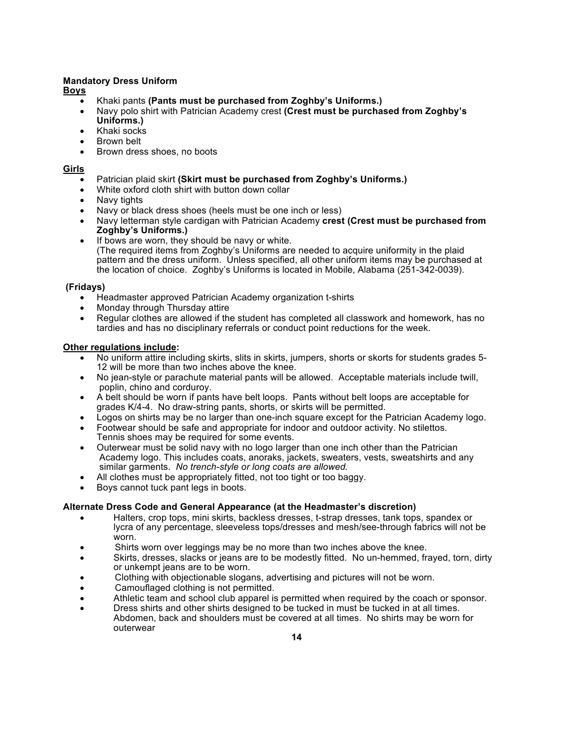**Mandatory Dress Uniform**

**Boys**

- Khaki pants **(Pants must be purchased from Zoghby's Uniforms.)**
- Navy polo shirt with Patrician Academy crest **(Crest must be purchased from Zoghby's Uniforms.)**
- Khaki socks
- Brown belt
- Brown dress shoes, no boots

**Girls**

- Patrician plaid skirt **(Skirt must be purchased from Zoghby's Uniforms.)**
- White oxford cloth shirt with button down collar
- Navy tights
- Navy or black dress shoes (heels must be one inch or less)
- Navy letterman style cardigan with Patrician Academy **crest (Crest must be purchased from Zoghby's Uniforms.)**
- If bows are worn, they should be navy or white.
  (The required items from Zoghby's Uniforms are needed to acquire uniformity in the plaid pattern and the dress uniform. Unless specified, all other uniform items may be purchased at the location of choice. Zoghby's Uniforms is located in Mobile, Alabama (251-342-0039).

**(Fridays)**

- Headmaster approved Patrician Academy organization t-shirts
- Monday through Thursday attire
- Regular clothes are allowed if the student has completed all classwork and homework, has no tardies and has no disciplinary referrals or conduct point reductions for the week.

**Other regulations include:**

- No uniform attire including skirts, slits in skirts, jumpers, shorts or skorts for students grades 5-12 will be more than two inches above the knee.
- No jean-style or parachute material pants will be allowed. Acceptable materials include twill, poplin, chino and corduroy.
- A belt should be worn if pants have belt loops. Pants without belt loops are acceptable for grades K/4-4. No draw-string pants, shorts, or skirts will be permitted.
- Logos on shirts may be no larger than one-inch square except for the Patrician Academy logo.
- Footwear should be safe and appropriate for indoor and outdoor activity. No stilettos. Tennis shoes may be required for some events.
- Outerwear must be solid navy with no logo larger than one inch other than the Patrician Academy logo. This includes coats, anoraks, jackets, sweaters, vests, sweatshirts and any similar garments. *No trench-style or long coats are allowed.*
- All clothes must be appropriately fitted, not too tight or too baggy.
- Boys cannot tuck pant legs in boots.

**Alternate Dress Code and General Appearance (at the Headmaster's discretion)**

- Halters, crop tops, mini skirts, backless dresses, t-strap dresses, tank tops, spandex or lycra of any percentage, sleeveless tops/dresses and mesh/see-through fabrics will not be worn.
- Shirts worn over leggings may be no more than two inches above the knee.
- Skirts, dresses, slacks or jeans are to be modestly fitted. No un-hemmed, frayed, torn, dirty or unkempt jeans are to be worn.
- Clothing with objectionable slogans, advertising and pictures will not be worn.
- Camouflaged clothing is not permitted.
- Athletic team and school club apparel is permitted when required by the coach or sponsor.
- Dress shirts and other shirts designed to be tucked in must be tucked in at all times. Abdomen, back and shoulders must be covered at all times. No shirts may be worn for outerwear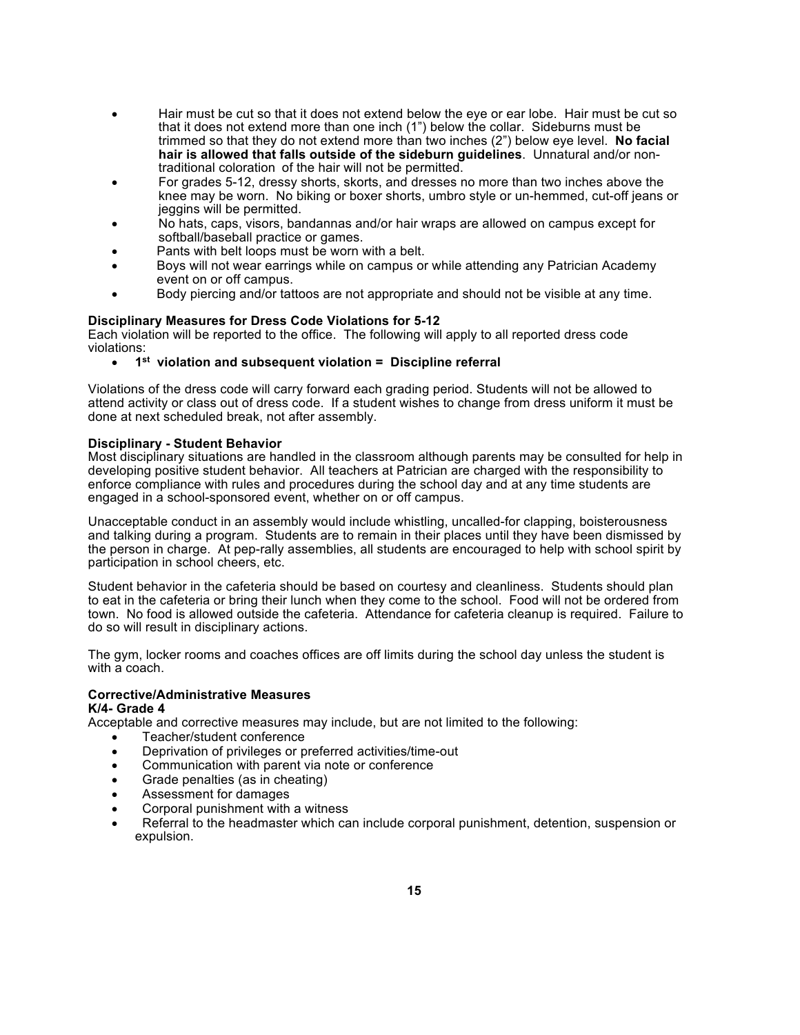- Hair must be cut so that it does not extend below the eye or ear lobe. Hair must be cut so that it does not extend more than one inch (1") below the collar. Sideburns must be trimmed so that they do not extend more than two inches (2") below eye level. **No facial hair is allowed that falls outside of the sideburn guidelines**. Unnatural and/or non-traditional coloration of the hair will not be permitted.
- For grades 5-12, dressy shorts, skorts, and dresses no more than two inches above the knee may be worn. No biking or boxer shorts, umbro style or un-hemmed, cut-off jeans or jeggins will be permitted.
- No hats, caps, visors, bandannas and/or hair wraps are allowed on campus except for softball/baseball practice or games.
- Pants with belt loops must be worn with a belt.
- Boys will not wear earrings while on campus or while attending any Patrician Academy event on or off campus.
- Body piercing and/or tattoos are not appropriate and should not be visible at any time.

**Disciplinary Measures for Dress Code Violations for 5-12**

Each violation will be reported to the office. The following will apply to all reported dress code violations:

- **1st violation and subsequent violation = Discipline referral**

Violations of the dress code will carry forward each grading period. Students will not be allowed to attend activity or class out of dress code. If a student wishes to change from dress uniform it must be done at next scheduled break, not after assembly.

**Disciplinary - Student Behavior**

Most disciplinary situations are handled in the classroom although parents may be consulted for help in developing positive student behavior. All teachers at Patrician are charged with the responsibility to enforce compliance with rules and procedures during the school day and at any time students are engaged in a school-sponsored event, whether on or off campus.

Unacceptable conduct in an assembly would include whistling, uncalled-for clapping, boisterousness and talking during a program. Students are to remain in their places until they have been dismissed by the person in charge. At pep-rally assemblies, all students are encouraged to help with school spirit by participation in school cheers, etc.

Student behavior in the cafeteria should be based on courtesy and cleanliness. Students should plan to eat in the cafeteria or bring their lunch when they come to the school. Food will not be ordered from town. No food is allowed outside the cafeteria. Attendance for cafeteria cleanup is required. Failure to do so will result in disciplinary actions.

The gym, locker rooms and coaches offices are off limits during the school day unless the student is with a coach.

**Corrective/Administrative Measures**

**K/4- Grade 4**

Acceptable and corrective measures may include, but are not limited to the following:

- Teacher/student conference
- Deprivation of privileges or preferred activities/time-out
- Communication with parent via note or conference
- Grade penalties (as in cheating)
- Assessment for damages
- Corporal punishment with a witness
- Referral to the headmaster which can include corporal punishment, detention, suspension or expulsion.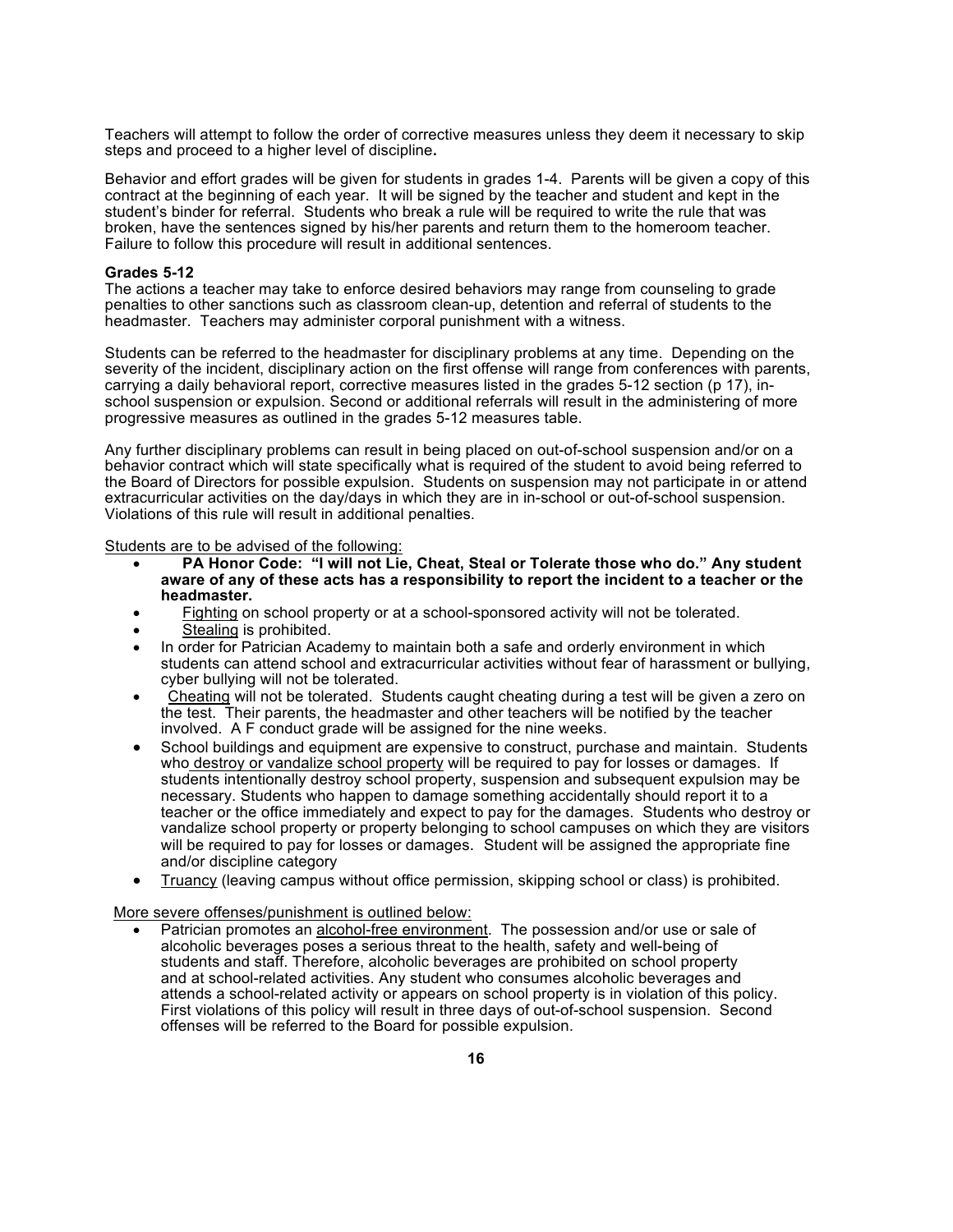Teachers will attempt to follow the order of corrective measures unless they deem it necessary to skip steps and proceed to a higher level of discipline**.**

Behavior and effort grades will be given for students in grades 1-4. Parents will be given a copy of this contract at the beginning of each year. It will be signed by the teacher and student and kept in the student's binder for referral. Students who break a rule will be required to write the rule that was broken, have the sentences signed by his/her parents and return them to the homeroom teacher. Failure to follow this procedure will result in additional sentences.

**Grades 5-12**

The actions a teacher may take to enforce desired behaviors may range from counseling to grade penalties to other sanctions such as classroom clean-up, detention and referral of students to the headmaster. Teachers may administer corporal punishment with a witness.

Students can be referred to the headmaster for disciplinary problems at any time. Depending on the severity of the incident, disciplinary action on the first offense will range from conferences with parents, carrying a daily behavioral report, corrective measures listed in the grades 5-12 section (p 17), in-school suspension or expulsion. Second or additional referrals will result in the administering of more progressive measures as outlined in the grades 5-12 measures table.

Any further disciplinary problems can result in being placed on out-of-school suspension and/or on a behavior contract which will state specifically what is required of the student to avoid being referred to the Board of Directors for possible expulsion. Students on suspension may not participate in or attend extracurricular activities on the day/days in which they are in in-school or out-of-school suspension. Violations of this rule will result in additional penalties.

<u>Students are to be advised of the following:</u>

- **PA Honor Code: "I will not Lie, Cheat, Steal or Tolerate those who do." Any student aware of any of these acts has a responsibility to report the incident to a teacher or the headmaster.**
- <u>Fighting</u> on school property or at a school-sponsored activity will not be tolerated.
- <u>Stealing</u> is prohibited.
- In order for Patrician Academy to maintain both a safe and orderly environment in which students can attend school and extracurricular activities without fear of harassment or bullying, cyber bullying will not be tolerated.
- <u>Cheating</u> will not be tolerated. Students caught cheating during a test will be given a zero on the test. Their parents, the headmaster and other teachers will be notified by the teacher involved. A F conduct grade will be assigned for the nine weeks.
- School buildings and equipment are expensive to construct, purchase and maintain. Students who <u>destroy or vandalize school property</u> will be required to pay for losses or damages. If students intentionally destroy school property, suspension and subsequent expulsion may be necessary. Students who happen to damage something accidentally should report it to a teacher or the office immediately and expect to pay for the damages. Students who destroy or vandalize school property or property belonging to school campuses on which they are visitors will be required to pay for losses or damages. Student will be assigned the appropriate fine and/or discipline category
- <u>Truancy</u> (leaving campus without office permission, skipping school or class) is prohibited.

<u>More severe offenses/punishment is outlined below:</u>

- Patrician promotes an <u>alcohol-free environment</u>. The possession and/or use or sale of alcoholic beverages poses a serious threat to the health, safety and well-being of students and staff. Therefore, alcoholic beverages are prohibited on school property and at school-related activities. Any student who consumes alcoholic beverages and attends a school-related activity or appears on school property is in violation of this policy. First violations of this policy will result in three days of out-of-school suspension. Second offenses will be referred to the Board for possible expulsion.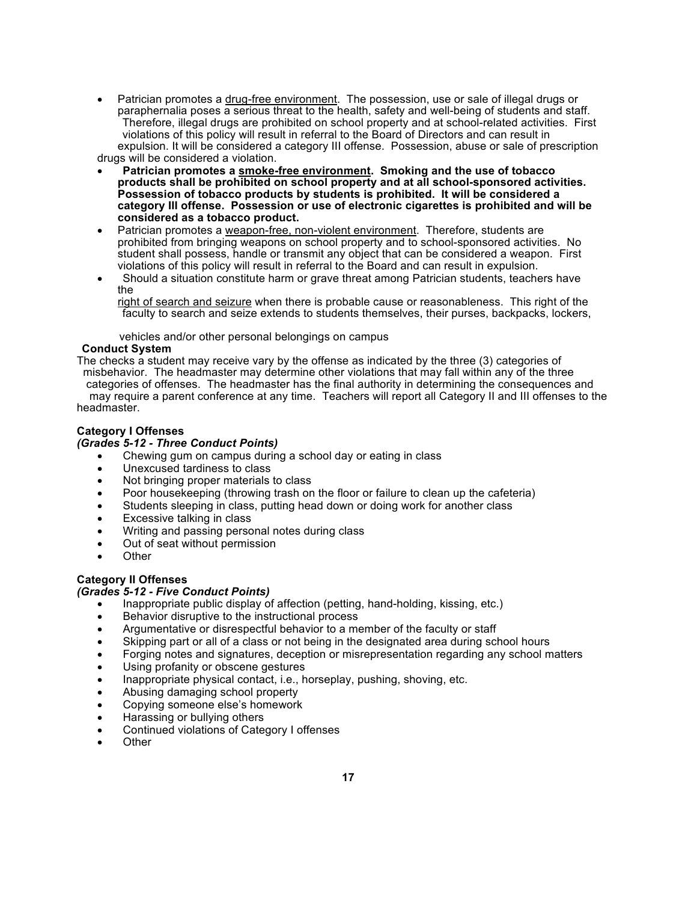- Patrician promotes a drug-free environment. The possession, use or sale of illegal drugs or paraphernalia poses a serious threat to the health, safety and well-being of students and staff. Therefore, illegal drugs are prohibited on school property and at school-related activities. First violations of this policy will result in referral to the Board of Directors and can result in expulsion. It will be considered a category III offense. Possession, abuse or sale of prescription drugs will be considered a violation.
- **Patrician promotes a smoke-free environment. Smoking and the use of tobacco products shall be prohibited on school property and at all school-sponsored activities. Possession of tobacco products by students is prohibited. It will be considered a category III offense. Possession or use of electronic cigarettes is prohibited and will be considered as a tobacco product.**
- Patrician promotes a weapon-free, non-violent environment. Therefore, students are prohibited from bringing weapons on school property and to school-sponsored activities. No student shall possess, handle or transmit any object that can be considered a weapon. First violations of this policy will result in referral to the Board and can result in expulsion.
- Should a situation constitute harm or grave threat among Patrician students, teachers have the right of search and seizure when there is probable cause or reasonableness. This right of the faculty to search and seize extends to students themselves, their purses, backpacks, lockers, vehicles and/or other personal belongings on campus

**Conduct System**

The checks a student may receive vary by the offense as indicated by the three (3) categories of misbehavior. The headmaster may determine other violations that may fall within any of the three categories of offenses. The headmaster has the final authority in determining the consequences and may require a parent conference at any time. Teachers will report all Category II and III offenses to the headmaster.

**Category I Offenses**
***(Grades 5-12 - Three Conduct Points)***

- Chewing gum on campus during a school day or eating in class
- Unexcused tardiness to class
- Not bringing proper materials to class
- Poor housekeeping (throwing trash on the floor or failure to clean up the cafeteria)
- Students sleeping in class, putting head down or doing work for another class
- Excessive talking in class
- Writing and passing personal notes during class
- Out of seat without permission
- Other

**Category II Offenses**
***(Grades 5-12 - Five Conduct Points)***

- Inappropriate public display of affection (petting, hand-holding, kissing, etc.)
- Behavior disruptive to the instructional process
- Argumentative or disrespectful behavior to a member of the faculty or staff
- Skipping part or all of a class or not being in the designated area during school hours
- Forging notes and signatures, deception or misrepresentation regarding any school matters
- Using profanity or obscene gestures
- Inappropriate physical contact, i.e., horseplay, pushing, shoving, etc.
- Abusing damaging school property
- Copying someone else's homework
- Harassing or bullying others
- Continued violations of Category I offenses
- Other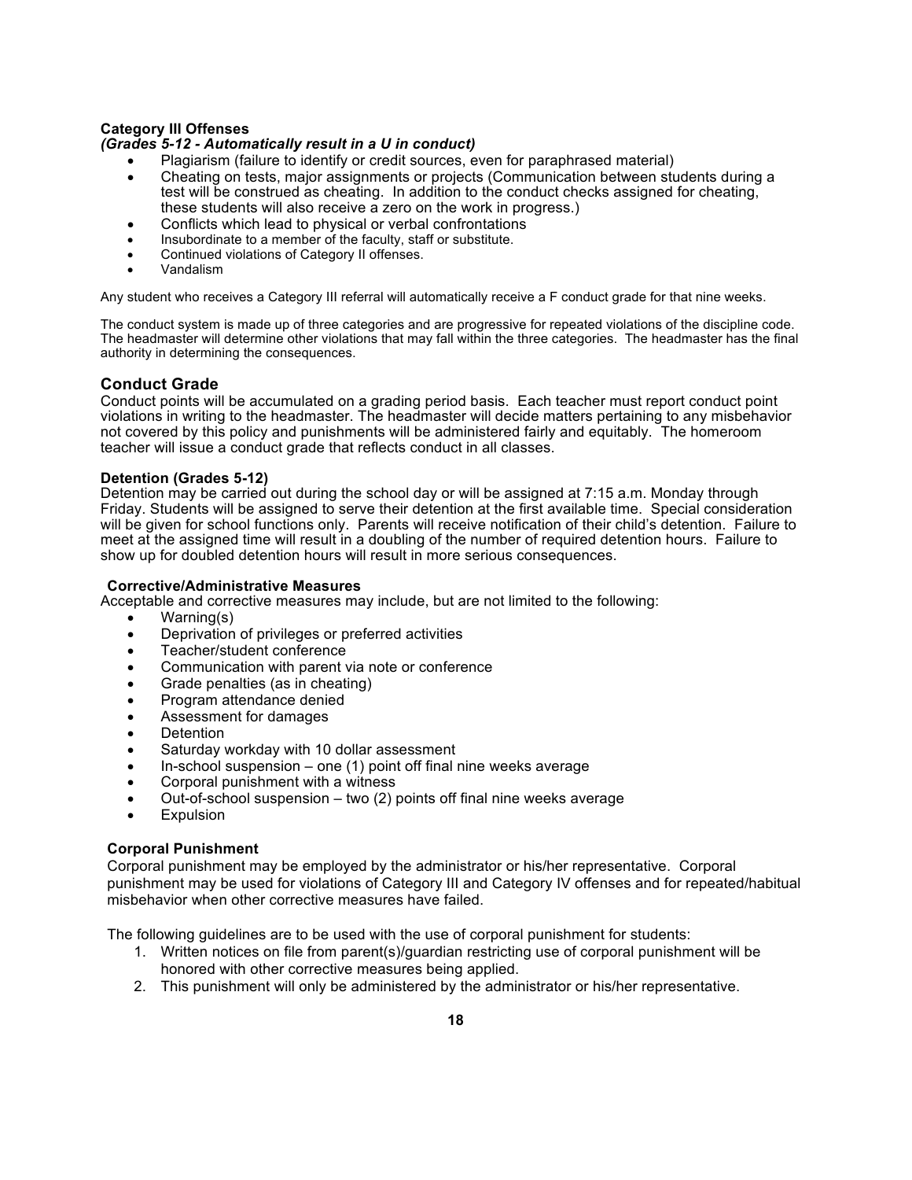**Category III Offenses**
***(Grades 5-12 - Automatically result in a U in conduct)***

- Plagiarism (failure to identify or credit sources, even for paraphrased material)
- Cheating on tests, major assignments or projects (Communication between students during a test will be construed as cheating. In addition to the conduct checks assigned for cheating, these students will also receive a zero on the work in progress.)
- Conflicts which lead to physical or verbal confrontations
- Insubordinate to a member of the faculty, staff or substitute.
- Continued violations of Category II offenses.
- Vandalism

Any student who receives a Category III referral will automatically receive a F conduct grade for that nine weeks.

The conduct system is made up of three categories and are progressive for repeated violations of the discipline code. The headmaster will determine other violations that may fall within the three categories. The headmaster has the final authority in determining the consequences.

## Conduct Grade

Conduct points will be accumulated on a grading period basis. Each teacher must report conduct point violations in writing to the headmaster. The headmaster will decide matters pertaining to any misbehavior not covered by this policy and punishments will be administered fairly and equitably. The homeroom teacher will issue a conduct grade that reflects conduct in all classes.

**Detention (Grades 5-12)**

Detention may be carried out during the school day or will be assigned at 7:15 a.m. Monday through Friday. Students will be assigned to serve their detention at the first available time. Special consideration will be given for school functions only. Parents will receive notification of their child's detention. Failure to meet at the assigned time will result in a doubling of the number of required detention hours. Failure to show up for doubled detention hours will result in more serious consequences.

**Corrective/Administrative Measures**

Acceptable and corrective measures may include, but are not limited to the following:

- Warning(s)
- Deprivation of privileges or preferred activities
- Teacher/student conference
- Communication with parent via note or conference
- Grade penalties (as in cheating)
- Program attendance denied
- Assessment for damages
- Detention
- Saturday workday with 10 dollar assessment
- In-school suspension – one (1) point off final nine weeks average
- Corporal punishment with a witness
- Out-of-school suspension – two (2) points off final nine weeks average
- Expulsion

**Corporal Punishment**

Corporal punishment may be employed by the administrator or his/her representative. Corporal punishment may be used for violations of Category III and Category IV offenses and for repeated/habitual misbehavior when other corrective measures have failed.

The following guidelines are to be used with the use of corporal punishment for students:

1. Written notices on file from parent(s)/guardian restricting use of corporal punishment will be honored with other corrective measures being applied.
2. This punishment will only be administered by the administrator or his/her representative.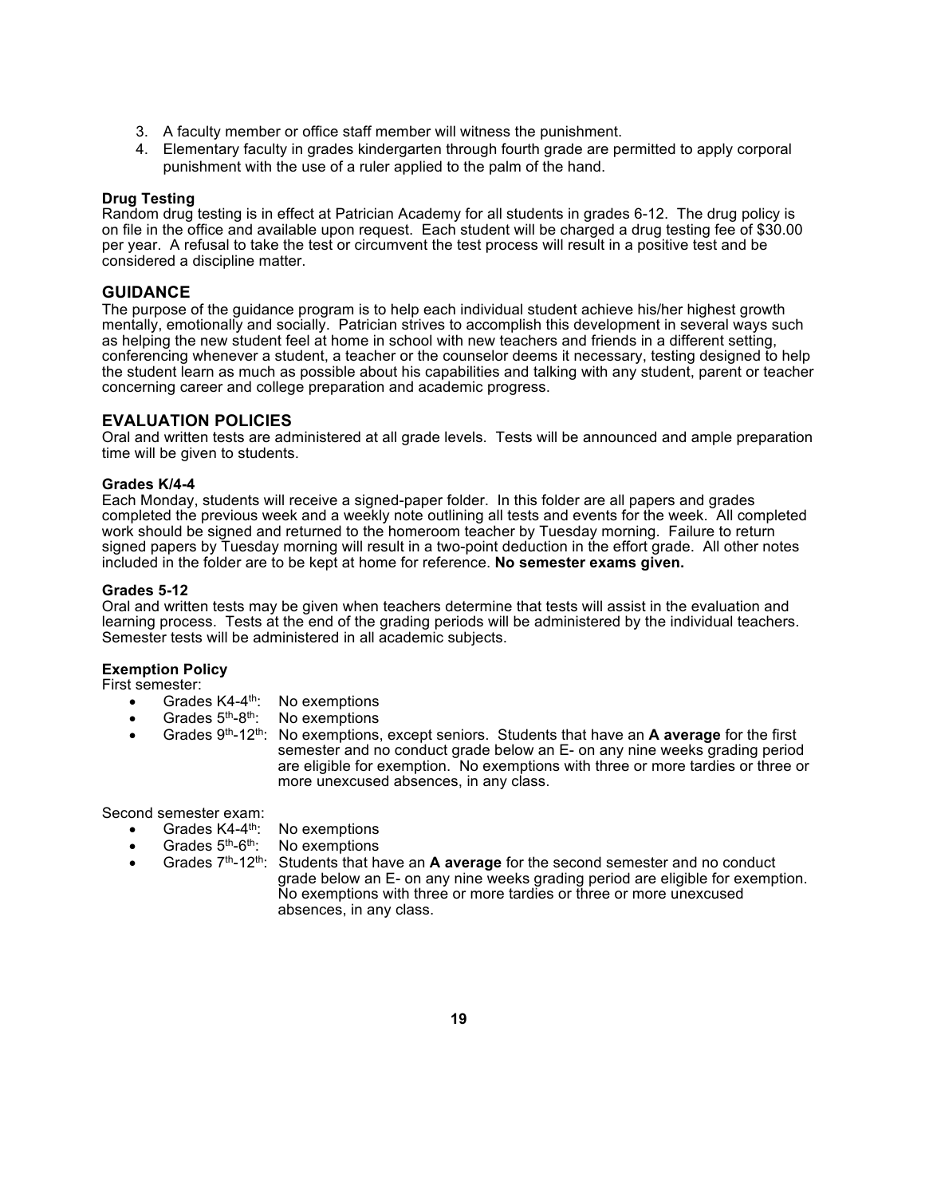3. A faculty member or office staff member will witness the punishment.
4. Elementary faculty in grades kindergarten through fourth grade are permitted to apply corporal punishment with the use of a ruler applied to the palm of the hand.

**Drug Testing**

Random drug testing is in effect at Patrician Academy for all students in grades 6-12. The drug policy is on file in the office and available upon request. Each student will be charged a drug testing fee of $30.00 per year. A refusal to take the test or circumvent the test process will result in a positive test and be considered a discipline matter.

## GUIDANCE

The purpose of the guidance program is to help each individual student achieve his/her highest growth mentally, emotionally and socially. Patrician strives to accomplish this development in several ways such as helping the new student feel at home in school with new teachers and friends in a different setting, conferencing whenever a student, a teacher or the counselor deems it necessary, testing designed to help the student learn as much as possible about his capabilities and talking with any student, parent or teacher concerning career and college preparation and academic progress.

## EVALUATION POLICIES

Oral and written tests are administered at all grade levels. Tests will be announced and ample preparation time will be given to students.

**Grades K/4-4**

Each Monday, students will receive a signed-paper folder. In this folder are all papers and grades completed the previous week and a weekly note outlining all tests and events for the week. All completed work should be signed and returned to the homeroom teacher by Tuesday morning. Failure to return signed papers by Tuesday morning will result in a two-point deduction in the effort grade. All other notes included in the folder are to be kept at home for reference. **No semester exams given.**

**Grades 5-12**

Oral and written tests may be given when teachers determine that tests will assist in the evaluation and learning process. Tests at the end of the grading periods will be administered by the individual teachers. Semester tests will be administered in all academic subjects.

**Exemption Policy**

First semester:

- Grades K4-4th: No exemptions
- Grades 5th-8th: No exemptions
- Grades 9th-12th: No exemptions, except seniors. Students that have an **A average** for the first semester and no conduct grade below an E- on any nine weeks grading period are eligible for exemption. No exemptions with three or more tardies or three or more unexcused absences, in any class.

Second semester exam:

- Grades K4-4th: No exemptions
- Grades 5th-6th: No exemptions
- Grades 7th-12th: Students that have an **A average** for the second semester and no conduct grade below an E- on any nine weeks grading period are eligible for exemption. No exemptions with three or more tardies or three or more unexcused absences, in any class.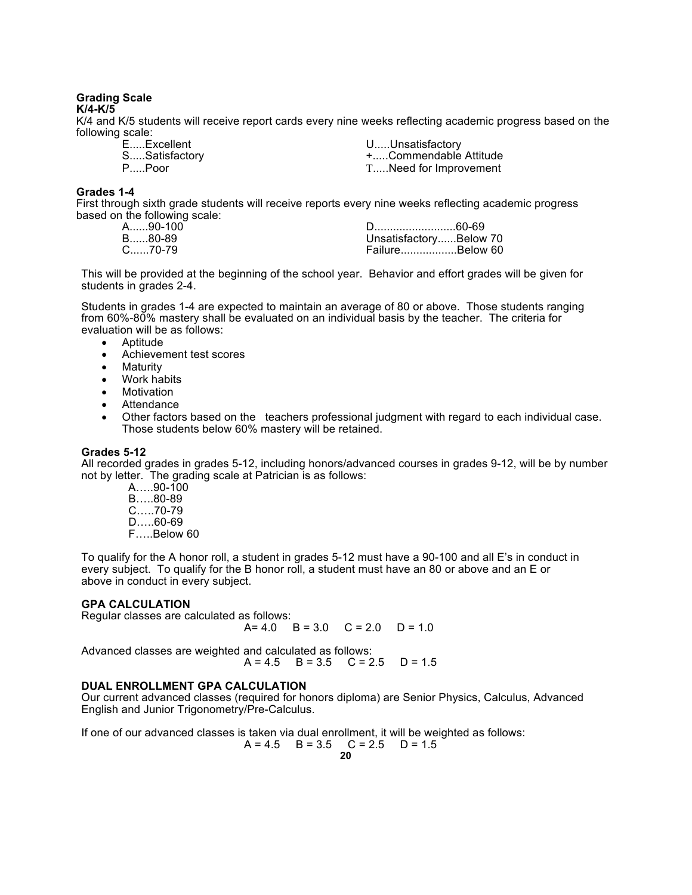### Grading Scale

**K/4-K/5**

K/4 and K/5 students will receive report cards every nine weeks reflecting academic progress based on the following scale:

E.....Excellent
S.....Satisfactory
P.....Poor
U.....Unsatisfactory
+.....Commendable Attitude
T.....Need for Improvement

**Grades 1-4**

First through sixth grade students will receive reports every nine weeks reflecting academic progress based on the following scale:

A......90-100
B......80-89
C......70-79
D..........................60-69
Unsatisfactory......Below 70
Failure..................Below 60

This will be provided at the beginning of the school year. Behavior and effort grades will be given for students in grades 2-4.

Students in grades 1-4 are expected to maintain an average of 80 or above. Those students ranging from 60%-80% mastery shall be evaluated on an individual basis by the teacher. The criteria for evaluation will be as follows:

- Aptitude
- Achievement test scores
- Maturity
- Work habits
- Motivation
- Attendance
- Other factors based on the teachers professional judgment with regard to each individual case. Those students below 60% mastery will be retained.

**Grades 5-12**

All recorded grades in grades 5-12, including honors/advanced courses in grades 9-12, will be by number not by letter. The grading scale at Patrician is as follows:

A…..90-100
B…..80-89
C…..70-79
D…..60-69
F…..Below 60

To qualify for the A honor roll, a student in grades 5-12 must have a 90-100 and all E's in conduct in every subject. To qualify for the B honor roll, a student must have an 80 or above and an E or above in conduct in every subject.

**GPA CALCULATION**

Regular classes are calculated as follows:

A= 4.0 B = 3.0 C = 2.0 D = 1.0

Advanced classes are weighted and calculated as follows:

A = 4.5 B = 3.5 C = 2.5 D = 1.5

**DUAL ENROLLMENT GPA CALCULATION**

Our current advanced classes (required for honors diploma) are Senior Physics, Calculus, Advanced English and Junior Trigonometry/Pre-Calculus.

If one of our advanced classes is taken via dual enrollment, it will be weighted as follows:

A = 4.5 B = 3.5 C = 2.5 D = 1.5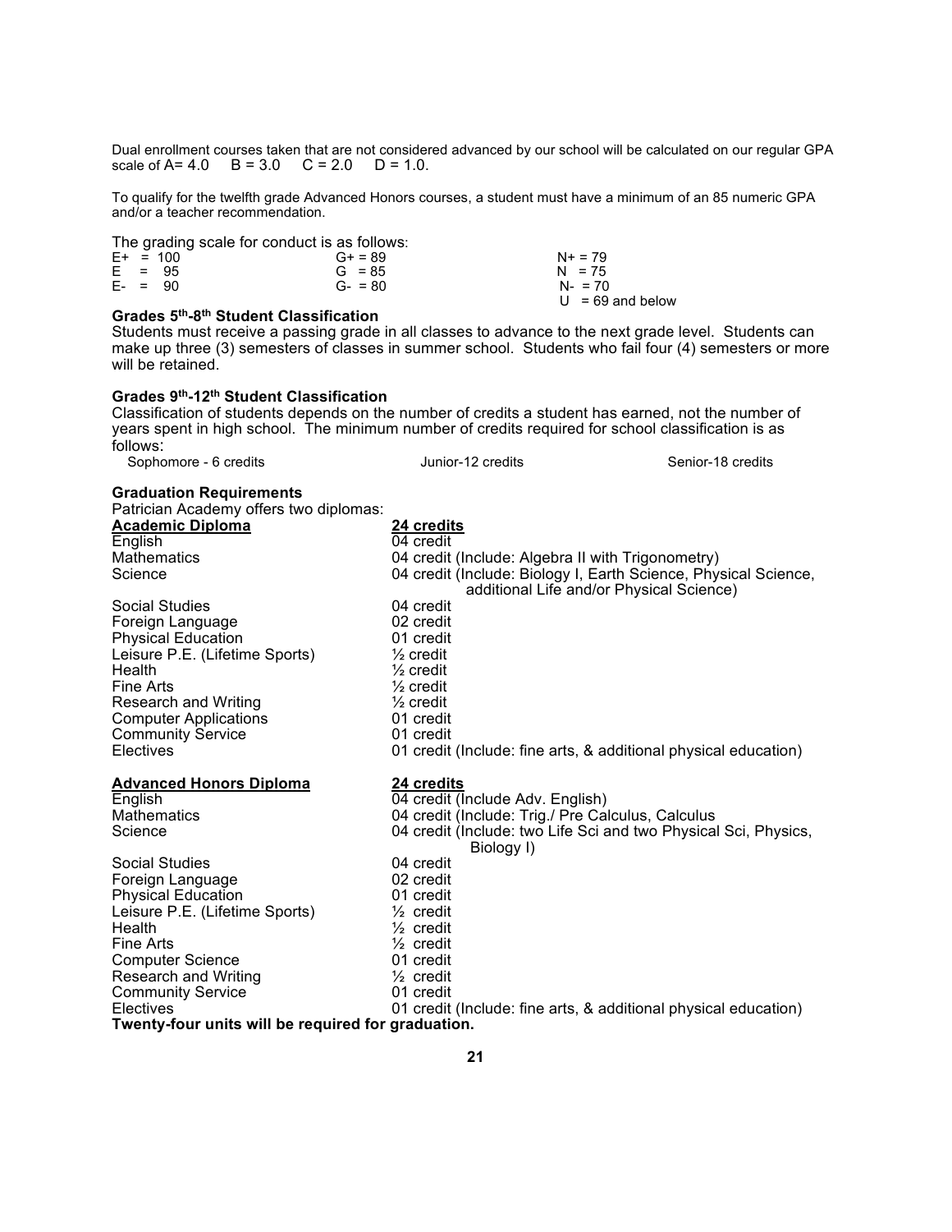Dual enrollment courses taken that are not considered advanced by our school will be calculated on our regular GPA scale of A= 4.0  B = 3.0  C = 2.0  D = 1.0.

To qualify for the twelfth grade Advanced Honors courses, a student must have a minimum of an 85 numeric GPA and/or a teacher recommendation.

The grading scale for conduct is as follows:

| | | |
|---|---|---|
| E+ = 100 | G+ = 89 | N+ = 79 |
| E = 95 | G = 85 | N = 75 |
| E- = 90 | G- = 80 | N- = 70 |
| | | U = 69 and below |

**Grades 5th-8th Student Classification**

Students must receive a passing grade in all classes to advance to the next grade level. Students can make up three (3) semesters of classes in summer school. Students who fail four (4) semesters or more will be retained.

**Grades 9th-12th Student Classification**

Classification of students depends on the number of credits a student has earned, not the number of years spent in high school. The minimum number of credits required for school classification is as follows:

Sophomore - 6 credits  Junior-12 credits  Senior-18 credits

**Graduation Requirements**

Patrician Academy offers two diplomas:

| **Academic Diploma** | **24 credits** |
|---|---|
| English | 04 credit |
| Mathematics | 04 credit (Include: Algebra II with Trigonometry) |
| Science | 04 credit (Include: Biology I, Earth Science, Physical Science, additional Life and/or Physical Science) |
| Social Studies | 04 credit |
| Foreign Language | 02 credit |
| Physical Education | 01 credit |
| Leisure P.E. (Lifetime Sports) | ½ credit |
| Health | ½ credit |
| Fine Arts | ½ credit |
| Research and Writing | ½ credit |
| Computer Applications | 01 credit |
| Community Service | 01 credit |
| Electives | 01 credit (Include: fine arts, & additional physical education) |

| **Advanced Honors Diploma** | **24 credits** |
|---|---|
| English | 04 credit (Include Adv. English) |
| Mathematics | 04 credit (Include: Trig./ Pre Calculus, Calculus |
| Science | 04 credit (Include: two Life Sci and two Physical Sci, Physics, Biology I) |
| Social Studies | 04 credit |
| Foreign Language | 02 credit |
| Physical Education | 01 credit |
| Leisure P.E. (Lifetime Sports) | ½ credit |
| Health | ½ credit |
| Fine Arts | ½ credit |
| Computer Science | 01 credit |
| Research and Writing | ½ credit |
| Community Service | 01 credit |
| Electives | 01 credit (Include: fine arts, & additional physical education) |

**Twenty-four units will be required for graduation.**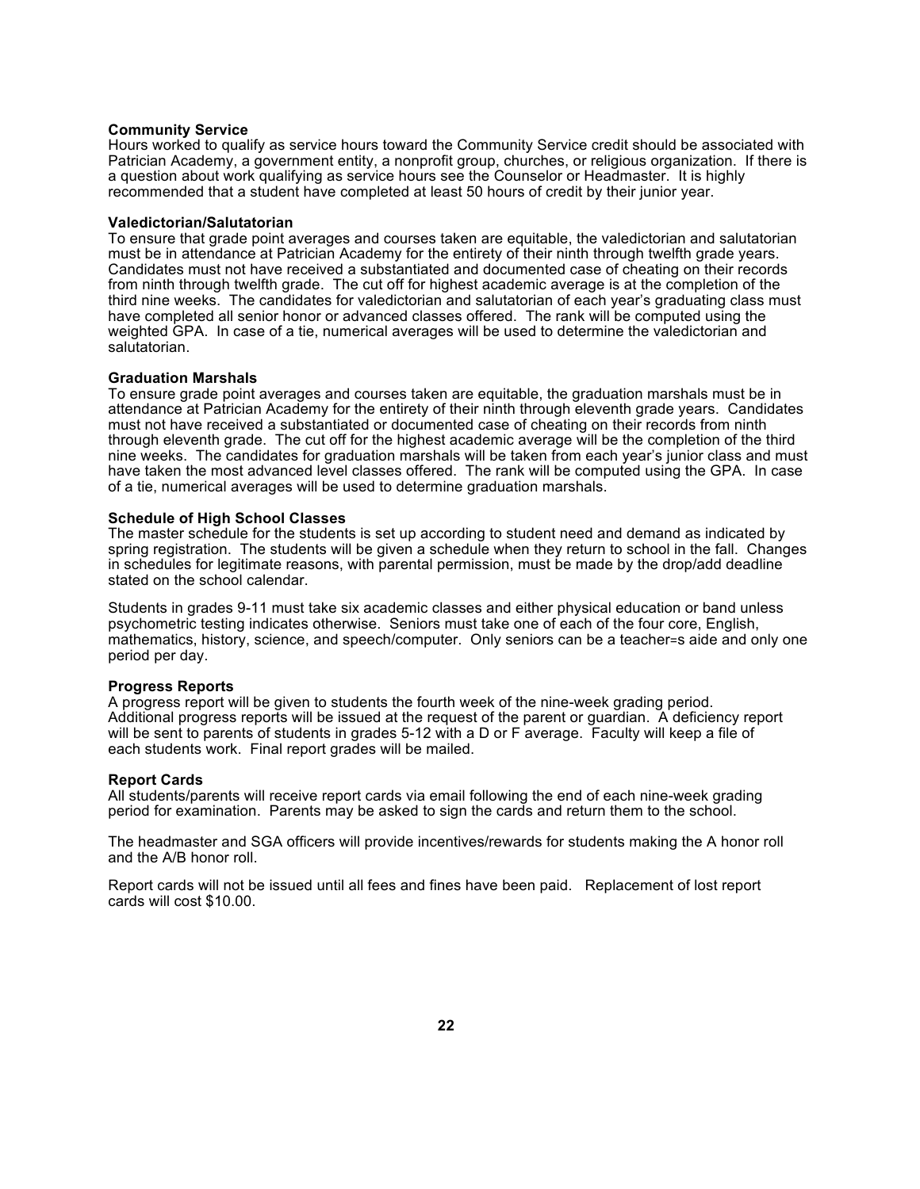**Community Service**
Hours worked to qualify as service hours toward the Community Service credit should be associated with Patrician Academy, a government entity, a nonprofit group, churches, or religious organization. If there is a question about work qualifying as service hours see the Counselor or Headmaster. It is highly recommended that a student have completed at least 50 hours of credit by their junior year.

**Valedictorian/Salutatorian**
To ensure that grade point averages and courses taken are equitable, the valedictorian and salutatorian must be in attendance at Patrician Academy for the entirety of their ninth through twelfth grade years. Candidates must not have received a substantiated and documented case of cheating on their records from ninth through twelfth grade. The cut off for highest academic average is at the completion of the third nine weeks. The candidates for valedictorian and salutatorian of each year's graduating class must have completed all senior honor or advanced classes offered. The rank will be computed using the weighted GPA. In case of a tie, numerical averages will be used to determine the valedictorian and salutatorian.

**Graduation Marshals**
To ensure grade point averages and courses taken are equitable, the graduation marshals must be in attendance at Patrician Academy for the entirety of their ninth through eleventh grade years. Candidates must not have received a substantiated or documented case of cheating on their records from ninth through eleventh grade. The cut off for the highest academic average will be the completion of the third nine weeks. The candidates for graduation marshals will be taken from each year's junior class and must have taken the most advanced level classes offered. The rank will be computed using the GPA. In case of a tie, numerical averages will be used to determine graduation marshals.

**Schedule of High School Classes**
The master schedule for the students is set up according to student need and demand as indicated by spring registration. The students will be given a schedule when they return to school in the fall. Changes in schedules for legitimate reasons, with parental permission, must be made by the drop/add deadline stated on the school calendar.

Students in grades 9-11 must take six academic classes and either physical education or band unless psychometric testing indicates otherwise. Seniors must take one of each of the four core, English, mathematics, history, science, and speech/computer. Only seniors can be a teacher=s aide and only one period per day.

**Progress Reports**
A progress report will be given to students the fourth week of the nine-week grading period. Additional progress reports will be issued at the request of the parent or guardian. A deficiency report will be sent to parents of students in grades 5-12 with a D or F average. Faculty will keep a file of each students work. Final report grades will be mailed.

**Report Cards**
All students/parents will receive report cards via email following the end of each nine-week grading period for examination. Parents may be asked to sign the cards and return them to the school.

The headmaster and SGA officers will provide incentives/rewards for students making the A honor roll and the A/B honor roll.

Report cards will not be issued until all fees and fines have been paid. Replacement of lost report cards will cost $10.00.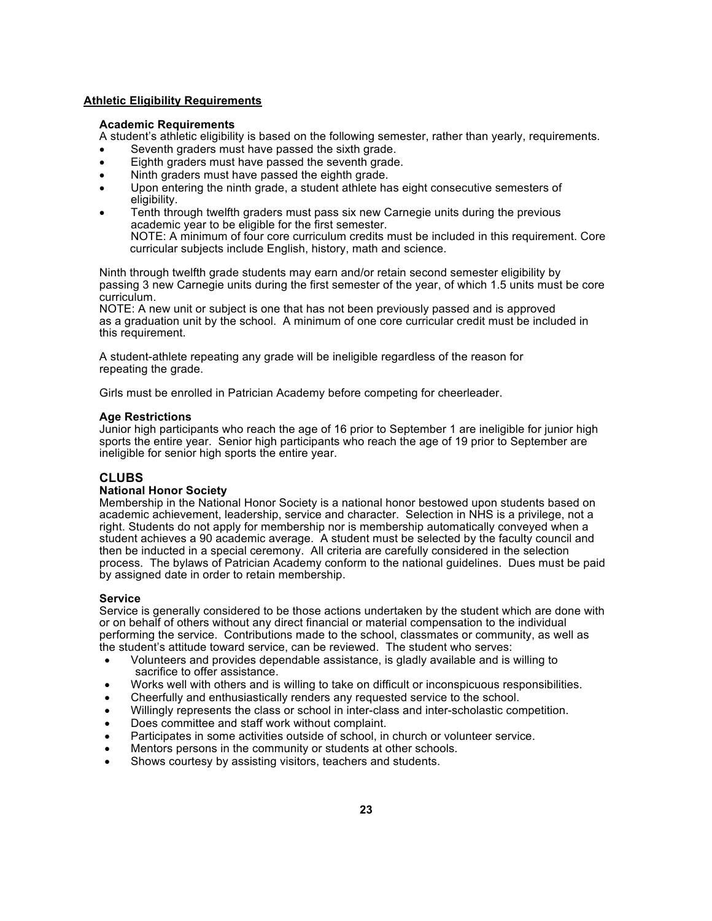## Athletic Eligibility Requirements

### Academic Requirements

A student's athletic eligibility is based on the following semester, rather than yearly, requirements.

- Seventh graders must have passed the sixth grade.
- Eighth graders must have passed the seventh grade.
- Ninth graders must have passed the eighth grade.
- Upon entering the ninth grade, a student athlete has eight consecutive semesters of eligibility.
- Tenth through twelfth graders must pass six new Carnegie units during the previous academic year to be eligible for the first semester.
  NOTE: A minimum of four core curriculum credits must be included in this requirement. Core curricular subjects include English, history, math and science.

Ninth through twelfth grade students may earn and/or retain second semester eligibility by passing 3 new Carnegie units during the first semester of the year, of which 1.5 units must be core curriculum.
NOTE: A new unit or subject is one that has not been previously passed and is approved as a graduation unit by the school. A minimum of one core curricular credit must be included in this requirement.

A student-athlete repeating any grade will be ineligible regardless of the reason for repeating the grade.

Girls must be enrolled in Patrician Academy before competing for cheerleader.

### Age Restrictions

Junior high participants who reach the age of 16 prior to September 1 are ineligible for junior high sports the entire year. Senior high participants who reach the age of 19 prior to September are ineligible for senior high sports the entire year.

## CLUBS

### National Honor Society

Membership in the National Honor Society is a national honor bestowed upon students based on academic achievement, leadership, service and character. Selection in NHS is a privilege, not a right. Students do not apply for membership nor is membership automatically conveyed when a student achieves a 90 academic average. A student must be selected by the faculty council and then be inducted in a special ceremony. All criteria are carefully considered in the selection process. The bylaws of Patrician Academy conform to the national guidelines. Dues must be paid by assigned date in order to retain membership.

### Service

Service is generally considered to be those actions undertaken by the student which are done with or on behalf of others without any direct financial or material compensation to the individual performing the service. Contributions made to the school, classmates or community, as well as the student's attitude toward service, can be reviewed. The student who serves:

- Volunteers and provides dependable assistance, is gladly available and is willing to sacrifice to offer assistance.
- Works well with others and is willing to take on difficult or inconspicuous responsibilities.
- Cheerfully and enthusiastically renders any requested service to the school.
- Willingly represents the class or school in inter-class and inter-scholastic competition.
- Does committee and staff work without complaint.
- Participates in some activities outside of school, in church or volunteer service.
- Mentors persons in the community or students at other schools.
- Shows courtesy by assisting visitors, teachers and students.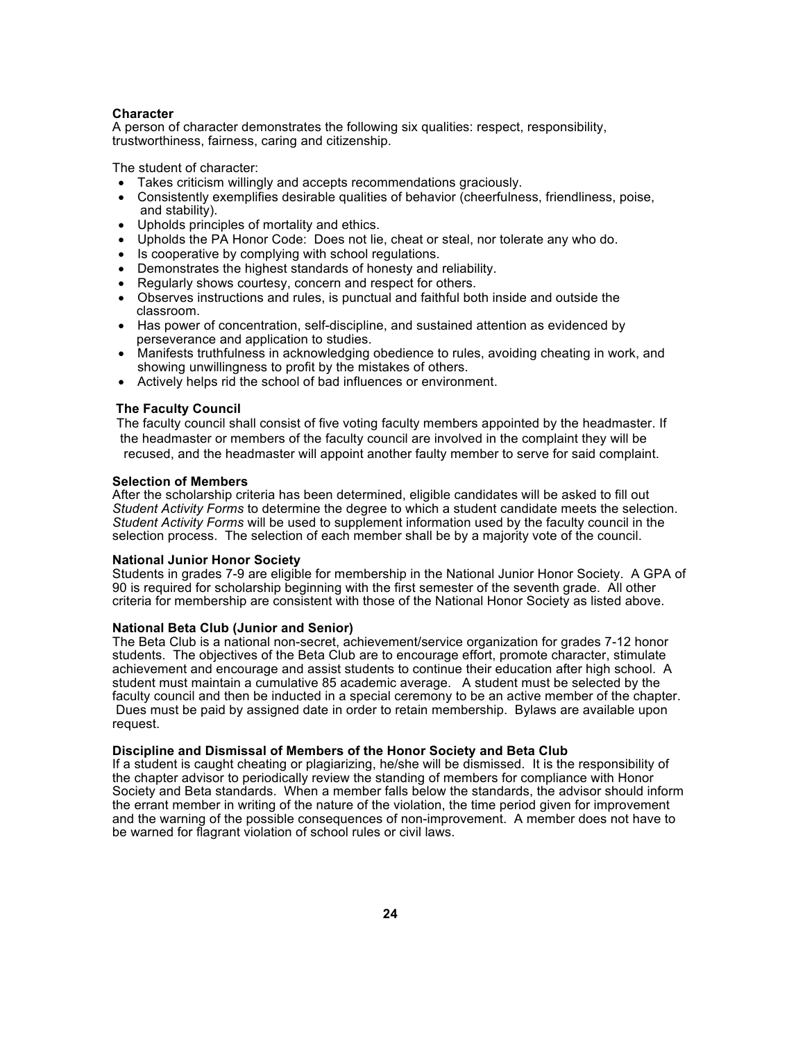**Character**

A person of character demonstrates the following six qualities: respect, responsibility, trustworthiness, fairness, caring and citizenship.

The student of character:

- Takes criticism willingly and accepts recommendations graciously.
- Consistently exemplifies desirable qualities of behavior (cheerfulness, friendliness, poise, and stability).
- Upholds principles of mortality and ethics.
- Upholds the PA Honor Code: Does not lie, cheat or steal, nor tolerate any who do.
- Is cooperative by complying with school regulations.
- Demonstrates the highest standards of honesty and reliability.
- Regularly shows courtesy, concern and respect for others.
- Observes instructions and rules, is punctual and faithful both inside and outside the classroom.
- Has power of concentration, self-discipline, and sustained attention as evidenced by perseverance and application to studies.
- Manifests truthfulness in acknowledging obedience to rules, avoiding cheating in work, and showing unwillingness to profit by the mistakes of others.
- Actively helps rid the school of bad influences or environment.

**The Faculty Council**

The faculty council shall consist of five voting faculty members appointed by the headmaster. If the headmaster or members of the faculty council are involved in the complaint they will be recused, and the headmaster will appoint another faulty member to serve for said complaint.

**Selection of Members**

After the scholarship criteria has been determined, eligible candidates will be asked to fill out *Student Activity Forms* to determine the degree to which a student candidate meets the selection. *Student Activity Forms* will be used to supplement information used by the faculty council in the selection process. The selection of each member shall be by a majority vote of the council.

**National Junior Honor Society**

Students in grades 7-9 are eligible for membership in the National Junior Honor Society. A GPA of 90 is required for scholarship beginning with the first semester of the seventh grade. All other criteria for membership are consistent with those of the National Honor Society as listed above.

**National Beta Club (Junior and Senior)**

The Beta Club is a national non-secret, achievement/service organization for grades 7-12 honor students. The objectives of the Beta Club are to encourage effort, promote character, stimulate achievement and encourage and assist students to continue their education after high school. A student must maintain a cumulative 85 academic average. A student must be selected by the faculty council and then be inducted in a special ceremony to be an active member of the chapter. Dues must be paid by assigned date in order to retain membership. Bylaws are available upon request.

**Discipline and Dismissal of Members of the Honor Society and Beta Club**

If a student is caught cheating or plagiarizing, he/she will be dismissed. It is the responsibility of the chapter advisor to periodically review the standing of members for compliance with Honor Society and Beta standards. When a member falls below the standards, the advisor should inform the errant member in writing of the nature of the violation, the time period given for improvement and the warning of the possible consequences of non-improvement. A member does not have to be warned for flagrant violation of school rules or civil laws.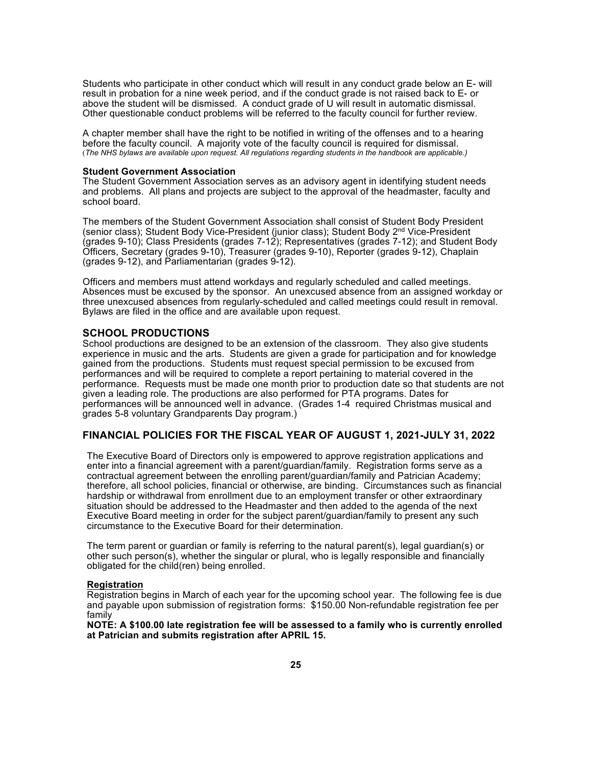Students who participate in other conduct which will result in any conduct grade below an E- will result in probation for a nine week period, and if the conduct grade is not raised back to E- or above the student will be dismissed. A conduct grade of U will result in automatic dismissal. Other questionable conduct problems will be referred to the faculty council for further review.

A chapter member shall have the right to be notified in writing of the offenses and to a hearing before the faculty council. A majority vote of the faculty council is required for dismissal. (*The NHS bylaws are available upon request. All regulations regarding students in the handbook are applicable.)*

**Student Government Association**
The Student Government Association serves as an advisory agent in identifying student needs and problems. All plans and projects are subject to the approval of the headmaster, faculty and school board.

The members of the Student Government Association shall consist of Student Body President (senior class); Student Body Vice-President (junior class); Student Body 2nd Vice-President (grades 9-10); Class Presidents (grades 7-12); Representatives (grades 7-12); and Student Body Officers, Secretary (grades 9-10), Treasurer (grades 9-10), Reporter (grades 9-12), Chaplain (grades 9-12), and Parliamentarian (grades 9-12).

Officers and members must attend workdays and regularly scheduled and called meetings. Absences must be excused by the sponsor. An unexcused absence from an assigned workday or three unexcused absences from regularly-scheduled and called meetings could result in removal. Bylaws are filed in the office and are available upon request.

## SCHOOL PRODUCTIONS

School productions are designed to be an extension of the classroom. They also give students experience in music and the arts. Students are given a grade for participation and for knowledge gained from the productions. Students must request special permission to be excused from performances and will be required to complete a report pertaining to material covered in the performance. Requests must be made one month prior to production date so that students are not given a leading role. The productions are also performed for PTA programs. Dates for performances will be announced well in advance. (Grades 1-4 required Christmas musical and grades 5-8 voluntary Grandparents Day program.)

## FINANCIAL POLICIES FOR THE FISCAL YEAR OF AUGUST 1, 2021-JULY 31, 2022

The Executive Board of Directors only is empowered to approve registration applications and enter into a financial agreement with a parent/guardian/family. Registration forms serve as a contractual agreement between the enrolling parent/guardian/family and Patrician Academy; therefore, all school policies, financial or otherwise, are binding. Circumstances such as financial hardship or withdrawal from enrollment due to an employment transfer or other extraordinary situation should be addressed to the Headmaster and then added to the agenda of the next Executive Board meeting in order for the subject parent/guardian/family to present any such circumstance to the Executive Board for their determination.

The term parent or guardian or family is referring to the natural parent(s), legal guardian(s) or other such person(s), whether the singular or plural, who is legally responsible and financially obligated for the child(ren) being enrolled.

**Registration**
Registration begins in March of each year for the upcoming school year. The following fee is due and payable upon submission of registration forms: $150.00 Non-refundable registration fee per family

**NOTE: A $100.00 late registration fee will be assessed to a family who is currently enrolled at Patrician and submits registration after APRIL 15.**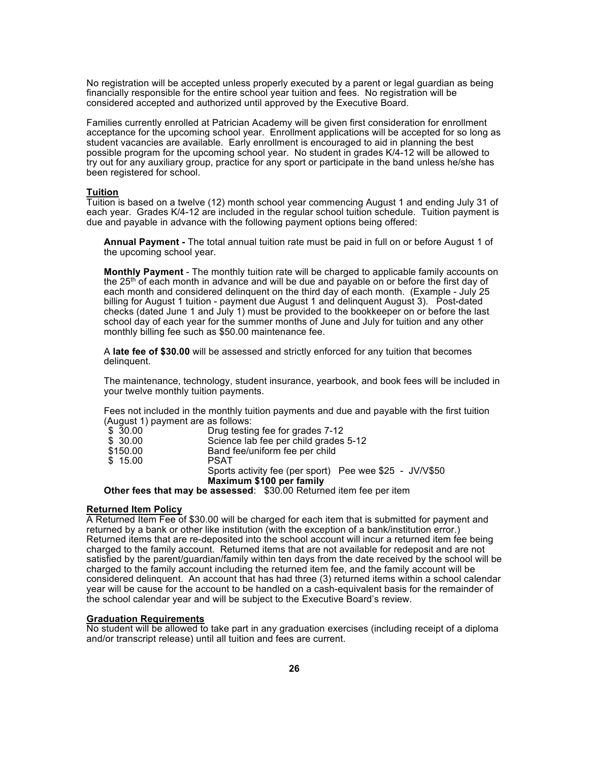No registration will be accepted unless properly executed by a parent or legal guardian as being financially responsible for the entire school year tuition and fees. No registration will be considered accepted and authorized until approved by the Executive Board.

Families currently enrolled at Patrician Academy will be given first consideration for enrollment acceptance for the upcoming school year. Enrollment applications will be accepted for so long as student vacancies are available. Early enrollment is encouraged to aid in planning the best possible program for the upcoming school year. No student in grades K/4-12 will be allowed to try out for any auxiliary group, practice for any sport or participate in the band unless he/she has been registered for school.

## Tuition

Tuition is based on a twelve (12) month school year commencing August 1 and ending July 31 of each year. Grades K/4-12 are included in the regular school tuition schedule. Tuition payment is due and payable in advance with the following payment options being offered:

**Annual Payment -** The total annual tuition rate must be paid in full on or before August 1 of the upcoming school year.

**Monthly Payment** - The monthly tuition rate will be charged to applicable family accounts on the 25th of each month in advance and will be due and payable on or before the first day of each month and considered delinquent on the third day of each month. (Example - July 25 billing for August 1 tuition - payment due August 1 and delinquent August 3). Post-dated checks (dated June 1 and July 1) must be provided to the bookkeeper on or before the last school day of each year for the summer months of June and July for tuition and any other monthly billing fee such as $50.00 maintenance fee.

A **late fee of $30.00** will be assessed and strictly enforced for any tuition that becomes delinquent.

The maintenance, technology, student insurance, yearbook, and book fees will be included in your twelve monthly tuition payments.

Fees not included in the monthly tuition payments and due and payable with the first tuition (August 1) payment are as follows:

| | |
|---|---|
| $ 30.00 | Drug testing fee for grades 7-12 |
| $ 30.00 | Science lab fee per child grades 5-12 |
| $150.00 | Band fee/uniform fee per child |
| $ 15.00 | PSAT |
| | Sports activity fee (per sport) Pee wee $25 - JV/V$50 |
| | **Maximum $100 per family** |

**Other fees that may be assessed**: $30.00 Returned item fee per item

## Returned Item Policy

A Returned Item Fee of $30.00 will be charged for each item that is submitted for payment and returned by a bank or other like institution (with the exception of a bank/institution error.) Returned items that are re-deposited into the school account will incur a returned item fee being charged to the family account. Returned items that are not available for redeposit and are not satisfied by the parent/guardian/family within ten days from the date received by the school will be charged to the family account including the returned item fee, and the family account will be considered delinquent. An account that has had three (3) returned items within a school calendar year will be cause for the account to be handled on a cash-equivalent basis for the remainder of the school calendar year and will be subject to the Executive Board's review.

## Graduation Requirements

No student will be allowed to take part in any graduation exercises (including receipt of a diploma and/or transcript release) until all tuition and fees are current.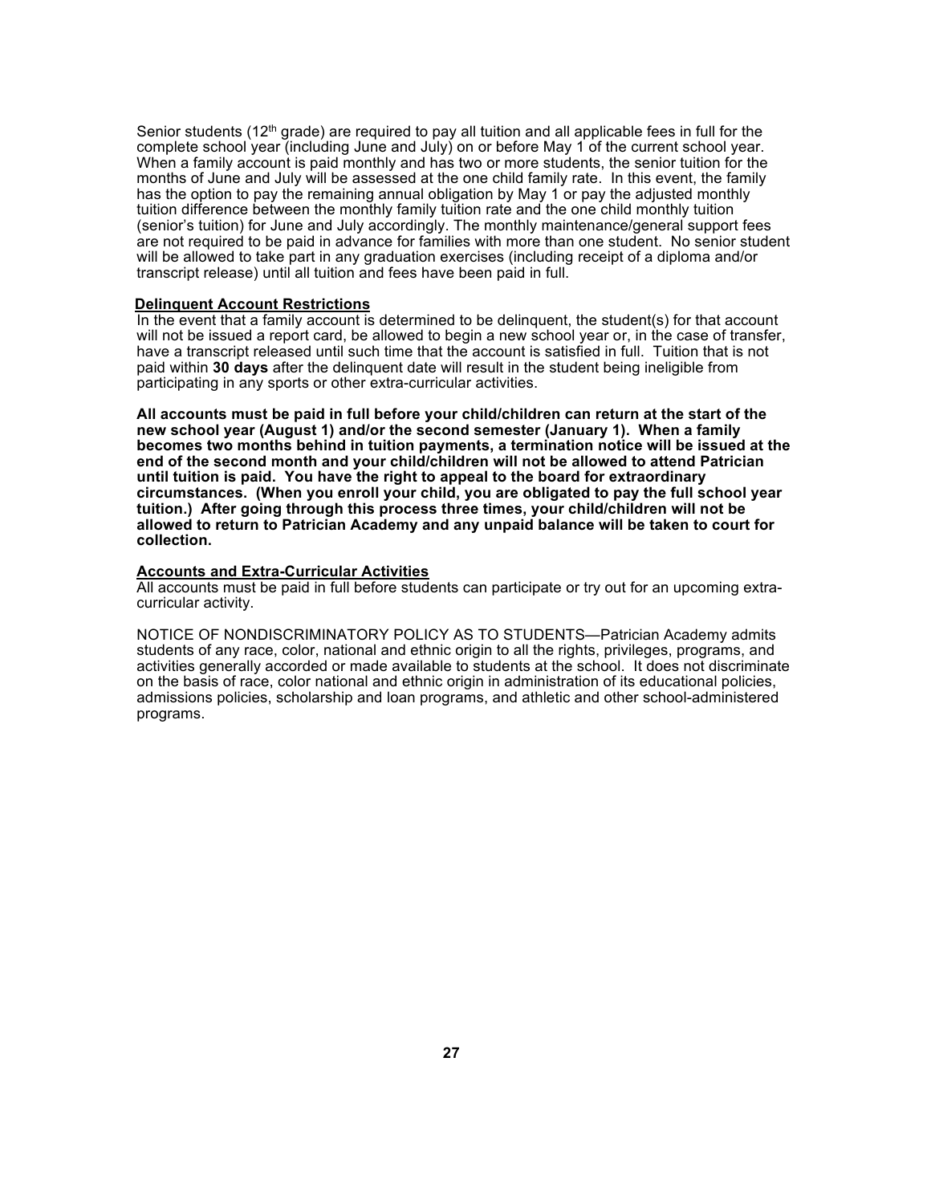Senior students (12th grade) are required to pay all tuition and all applicable fees in full for the complete school year (including June and July) on or before May 1 of the current school year. When a family account is paid monthly and has two or more students, the senior tuition for the months of June and July will be assessed at the one child family rate. In this event, the family has the option to pay the remaining annual obligation by May 1 or pay the adjusted monthly tuition difference between the monthly family tuition rate and the one child monthly tuition (senior's tuition) for June and July accordingly. The monthly maintenance/general support fees are not required to be paid in advance for families with more than one student. No senior student will be allowed to take part in any graduation exercises (including receipt of a diploma and/or transcript release) until all tuition and fees have been paid in full.

**Delinquent Account Restrictions**

In the event that a family account is determined to be delinquent, the student(s) for that account will not be issued a report card, be allowed to begin a new school year or, in the case of transfer, have a transcript released until such time that the account is satisfied in full. Tuition that is not paid within **30 days** after the delinquent date will result in the student being ineligible from participating in any sports or other extra-curricular activities.

**All accounts must be paid in full before your child/children can return at the start of the new school year (August 1) and/or the second semester (January 1). When a family becomes two months behind in tuition payments, a termination notice will be issued at the end of the second month and your child/children will not be allowed to attend Patrician until tuition is paid. You have the right to appeal to the board for extraordinary circumstances. (When you enroll your child, you are obligated to pay the full school year tuition.) After going through this process three times, your child/children will not be allowed to return to Patrician Academy and any unpaid balance will be taken to court for collection.**

**Accounts and Extra-Curricular Activities**

All accounts must be paid in full before students can participate or try out for an upcoming extra-curricular activity.

NOTICE OF NONDISCRIMINATORY POLICY AS TO STUDENTS—Patrician Academy admits students of any race, color, national and ethnic origin to all the rights, privileges, programs, and activities generally accorded or made available to students at the school. It does not discriminate on the basis of race, color national and ethnic origin in administration of its educational policies, admissions policies, scholarship and loan programs, and athletic and other school-administered programs.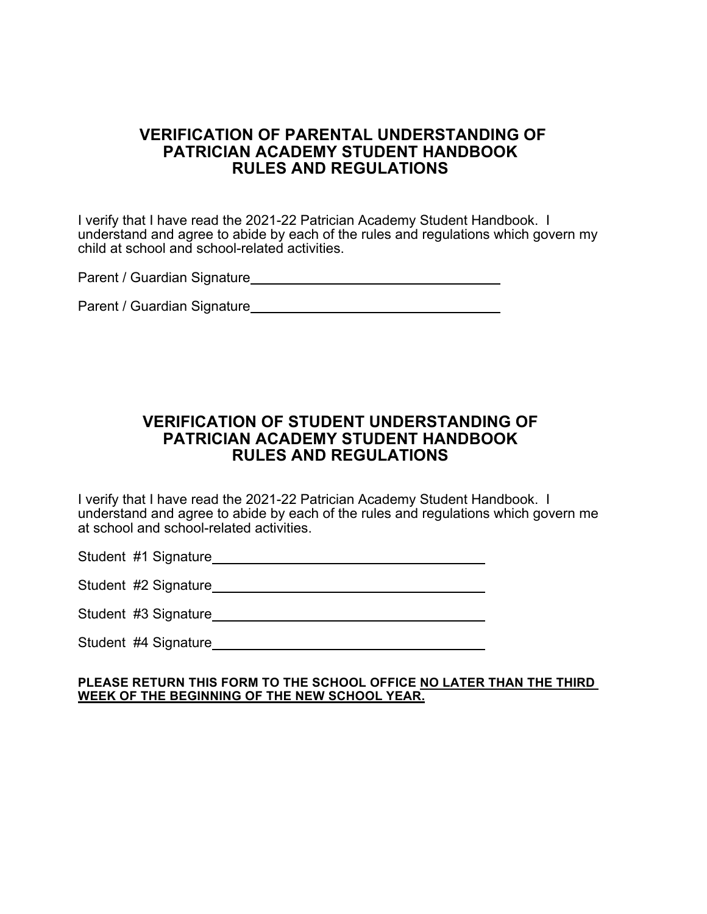## VERIFICATION OF PARENTAL UNDERSTANDING OF PATRICIAN ACADEMY STUDENT HANDBOOK RULES AND REGULATIONS

I verify that I have read the 2021-22 Patrician Academy Student Handbook. I understand and agree to abide by each of the rules and regulations which govern my child at school and school-related activities.

Parent / Guardian Signature________________________________

Parent / Guardian Signature________________________________

## VERIFICATION OF STUDENT UNDERSTANDING OF PATRICIAN ACADEMY STUDENT HANDBOOK RULES AND REGULATIONS

I verify that I have read the 2021-22 Patrician Academy Student Handbook. I understand and agree to abide by each of the rules and regulations which govern me at school and school-related activities.

Student #1 Signature__________________________________

Student #2 Signature__________________________________

Student #3 Signature__________________________________

Student #4 Signature__________________________________

**PLEASE RETURN THIS FORM TO THE SCHOOL OFFICE NO LATER THAN THE THIRD WEEK OF THE BEGINNING OF THE NEW SCHOOL YEAR.**